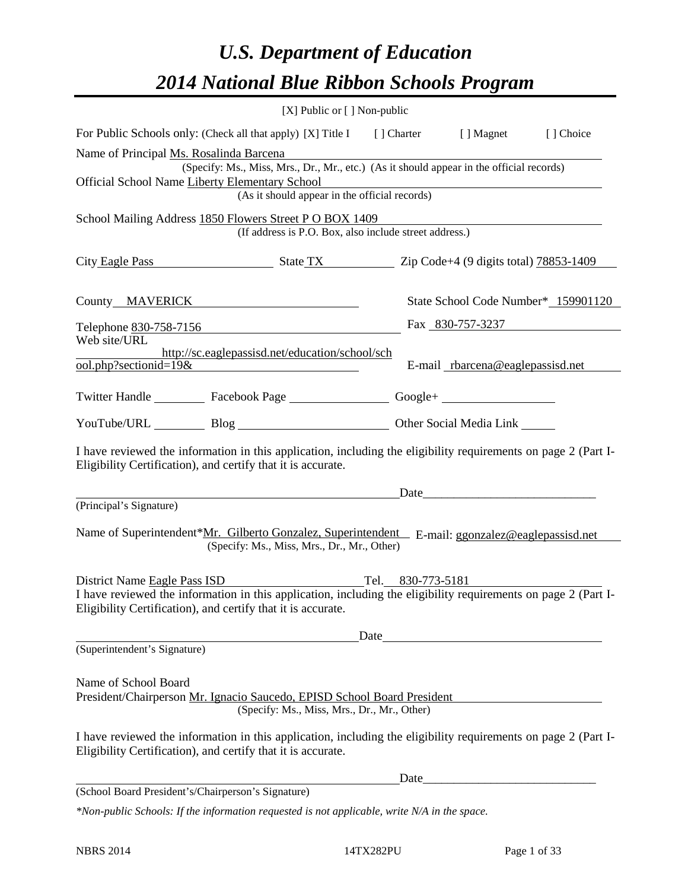# U.S. Department of Education

# 2014 National Blue Ribbon Schools Program

[X] Public or [ ] Non-public

For Public Schools only: (Check all that apply) [X] Title I [ ] Charter [ ] Magnet [ ] Choice

Name of Principal Ms. Rosalinda Barcena
(Specify: Ms., Miss, Mrs., Dr., Mr., etc.) (As it should appear in the official records)

Official School Name Liberty Elementary School
(As it should appear in the official records)

School Mailing Address 1850 Flowers Street P O BOX 1409
(If address is P.O. Box, also include street address.)

City Eagle Pass State TX Zip Code+4 (9 digits total) 78853-1409

County MAVERICK State School Code Number* 159901120

Telephone 830-758-7156 Fax 830-757-3237

Web site/URL http://sc.eaglepassisd.net/education/school/school.php?sectionid=19& E-mail rbarcena@eaglepassisd.net

Twitter Handle ______ Facebook Page ______ Google+ ______

YouTube/URL ______ Blog ______ Other Social Media Link ______

I have reviewed the information in this application, including the eligibility requirements on page 2 (Part I-Eligibility Certification), and certify that it is accurate.

_______________________________ Date_______________________
(Principal's Signature)

Name of Superintendent*Mr. Gilberto Gonzalez, Superintendent E-mail: ggonzalez@eaglepassisd.net
(Specify: Ms., Miss, Mrs., Dr., Mr., Other)

District Name Eagle Pass ISD Tel. 830-773-5181

I have reviewed the information in this application, including the eligibility requirements on page 2 (Part I-Eligibility Certification), and certify that it is accurate.

_______________________________ Date_______________________
(Superintendent's Signature)

Name of School Board
President/Chairperson Mr. Ignacio Saucedo, EPISD School Board President
(Specify: Ms., Miss, Mrs., Dr., Mr., Other)

I have reviewed the information in this application, including the eligibility requirements on page 2 (Part I-Eligibility Certification), and certify that it is accurate.

_______________________________ Date_______________________
(School Board President's/Chairperson's Signature)

*\*Non-public Schools: If the information requested is not applicable, write N/A in the space.*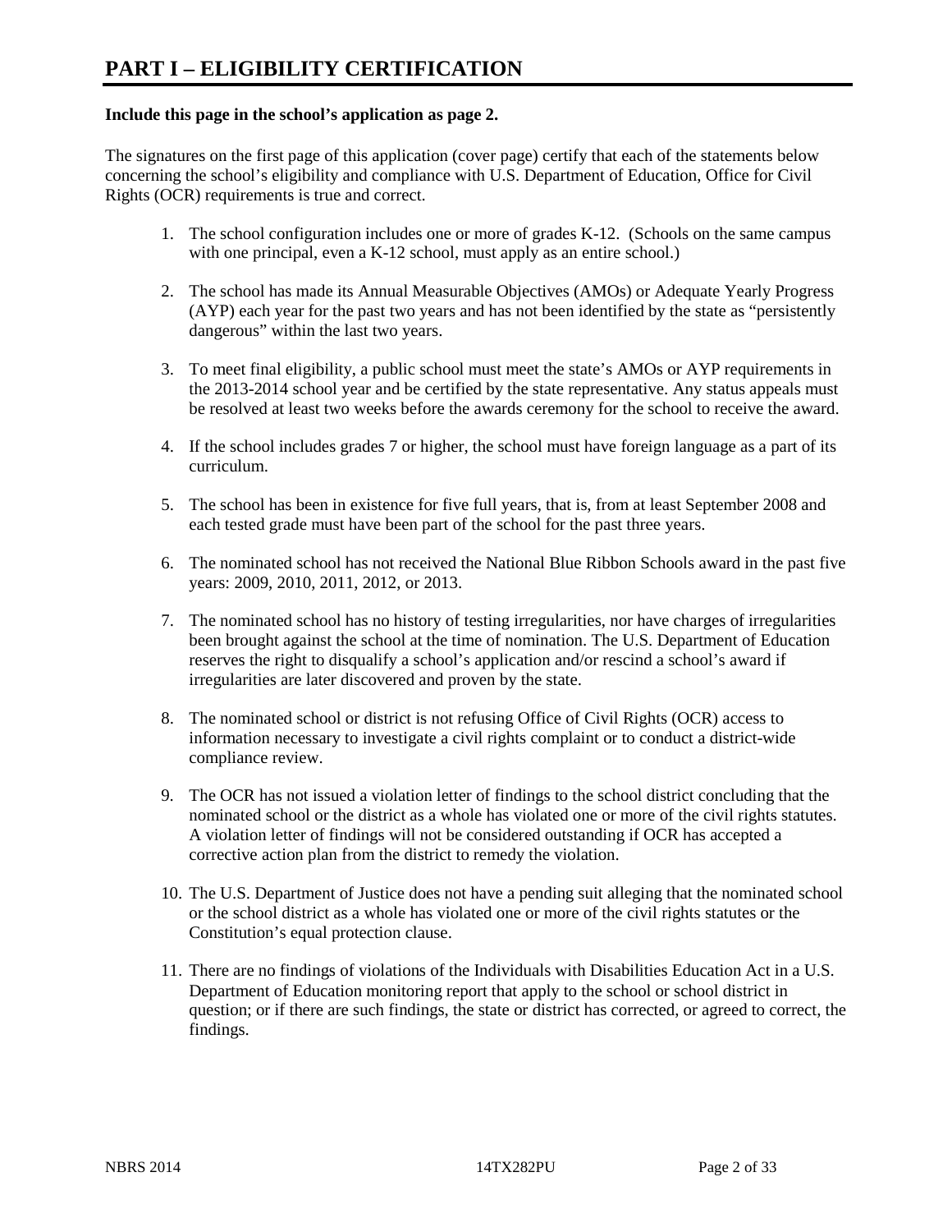# PART I – ELIGIBILITY CERTIFICATION

**Include this page in the school's application as page 2.**

The signatures on the first page of this application (cover page) certify that each of the statements below concerning the school's eligibility and compliance with U.S. Department of Education, Office for Civil Rights (OCR) requirements is true and correct.

1. The school configuration includes one or more of grades K-12. (Schools on the same campus with one principal, even a K-12 school, must apply as an entire school.)

2. The school has made its Annual Measurable Objectives (AMOs) or Adequate Yearly Progress (AYP) each year for the past two years and has not been identified by the state as "persistently dangerous" within the last two years.

3. To meet final eligibility, a public school must meet the state's AMOs or AYP requirements in the 2013-2014 school year and be certified by the state representative. Any status appeals must be resolved at least two weeks before the awards ceremony for the school to receive the award.

4. If the school includes grades 7 or higher, the school must have foreign language as a part of its curriculum.

5. The school has been in existence for five full years, that is, from at least September 2008 and each tested grade must have been part of the school for the past three years.

6. The nominated school has not received the National Blue Ribbon Schools award in the past five years: 2009, 2010, 2011, 2012, or 2013.

7. The nominated school has no history of testing irregularities, nor have charges of irregularities been brought against the school at the time of nomination. The U.S. Department of Education reserves the right to disqualify a school's application and/or rescind a school's award if irregularities are later discovered and proven by the state.

8. The nominated school or district is not refusing Office of Civil Rights (OCR) access to information necessary to investigate a civil rights complaint or to conduct a district-wide compliance review.

9. The OCR has not issued a violation letter of findings to the school district concluding that the nominated school or the district as a whole has violated one or more of the civil rights statutes. A violation letter of findings will not be considered outstanding if OCR has accepted a corrective action plan from the district to remedy the violation.

10. The U.S. Department of Justice does not have a pending suit alleging that the nominated school or the school district as a whole has violated one or more of the civil rights statutes or the Constitution's equal protection clause.

11. There are no findings of violations of the Individuals with Disabilities Education Act in a U.S. Department of Education monitoring report that apply to the school or school district in question; or if there are such findings, the state or district has corrected, or agreed to correct, the findings.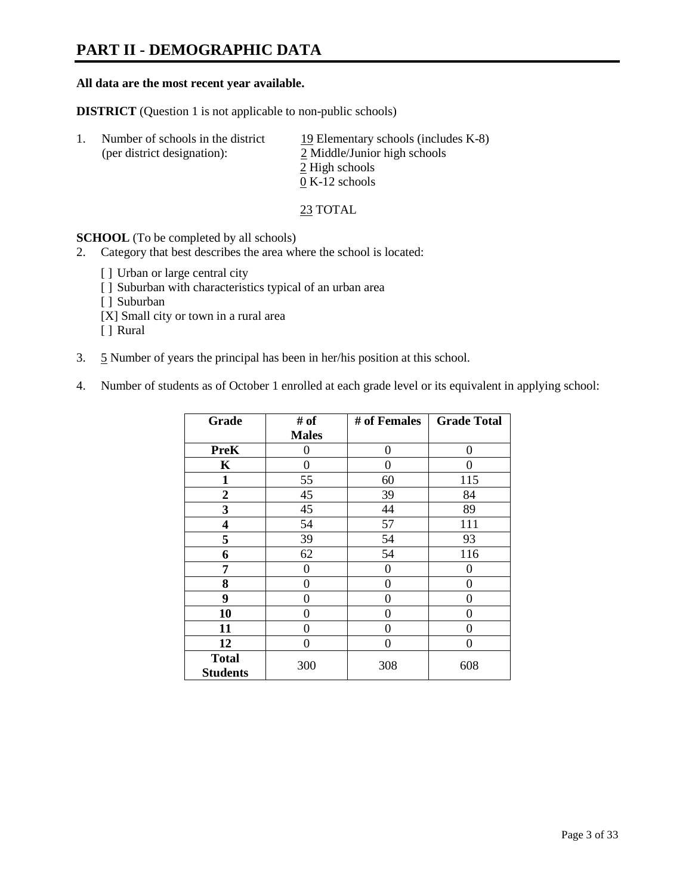# PART II - DEMOGRAPHIC DATA

**All data are the most recent year available.**

**DISTRICT** (Question 1 is not applicable to non-public schools)

1. Number of schools in the district (per district designation):
   - 19 Elementary schools (includes K-8)
   - 2 Middle/Junior high schools
   - 2 High schools
   - 0 K-12 schools

   23 TOTAL

**SCHOOL** (To be completed by all schools)

2. Category that best describes the area where the school is located:

   [ ] Urban or large central city
   [ ] Suburban with characteristics typical of an urban area
   [ ] Suburban
   [X] Small city or town in a rural area
   [ ] Rural

3. 5 Number of years the principal has been in her/his position at this school.

4. Number of students as of October 1 enrolled at each grade level or its equivalent in applying school:

| Grade | # of Males | # of Females | Grade Total |
|---|---|---|---|
| **PreK** | 0 | 0 | 0 |
| **K** | 0 | 0 | 0 |
| **1** | 55 | 60 | 115 |
| **2** | 45 | 39 | 84 |
| **3** | 45 | 44 | 89 |
| **4** | 54 | 57 | 111 |
| **5** | 39 | 54 | 93 |
| **6** | 62 | 54 | 116 |
| **7** | 0 | 0 | 0 |
| **8** | 0 | 0 | 0 |
| **9** | 0 | 0 | 0 |
| **10** | 0 | 0 | 0 |
| **11** | 0 | 0 | 0 |
| **12** | 0 | 0 | 0 |
| **Total Students** | 300 | 308 | 608 |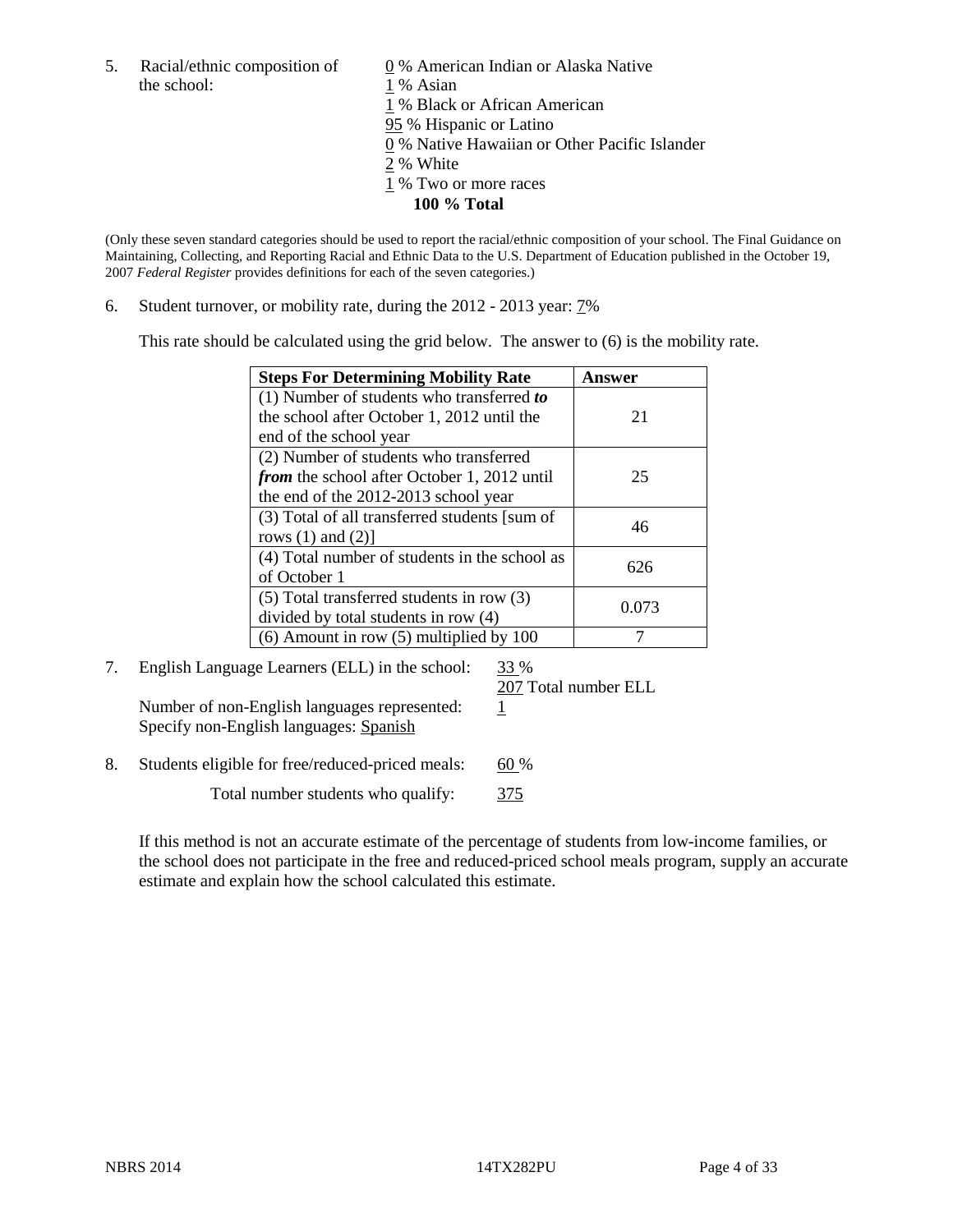5. Racial/ethnic composition of the school:

0 % American Indian or Alaska Native
1 % Asian
1 % Black or African American
95 % Hispanic or Latino
0 % Native Hawaiian or Other Pacific Islander
2 % White
1 % Two or more races
**100 % Total**

(Only these seven standard categories should be used to report the racial/ethnic composition of your school. The Final Guidance on Maintaining, Collecting, and Reporting Racial and Ethnic Data to the U.S. Department of Education published in the October 19, 2007 *Federal Register* provides definitions for each of the seven categories.)

6. Student turnover, or mobility rate, during the 2012 - 2013 year: 7%

This rate should be calculated using the grid below. The answer to (6) is the mobility rate.

| **Steps For Determining Mobility Rate** | **Answer** |
|---|---|
| (1) Number of students who transferred ***to*** the school after October 1, 2012 until the end of the school year | 21 |
| (2) Number of students who transferred ***from*** the school after October 1, 2012 until the end of the 2012-2013 school year | 25 |
| (3) Total of all transferred students [sum of rows (1) and (2)] | 46 |
| (4) Total number of students in the school as of October 1 | 626 |
| (5) Total transferred students in row (3) divided by total students in row (4) | 0.073 |
| (6) Amount in row (5) multiplied by 100 | 7 |

7. English Language Learners (ELL) in the school: 33 %
207 Total number ELL
Number of non-English languages represented: 1
Specify non-English languages: Spanish

8. Students eligible for free/reduced-priced meals: 60 %
Total number students who qualify: 375

If this method is not an accurate estimate of the percentage of students from low-income families, or the school does not participate in the free and reduced-priced school meals program, supply an accurate estimate and explain how the school calculated this estimate.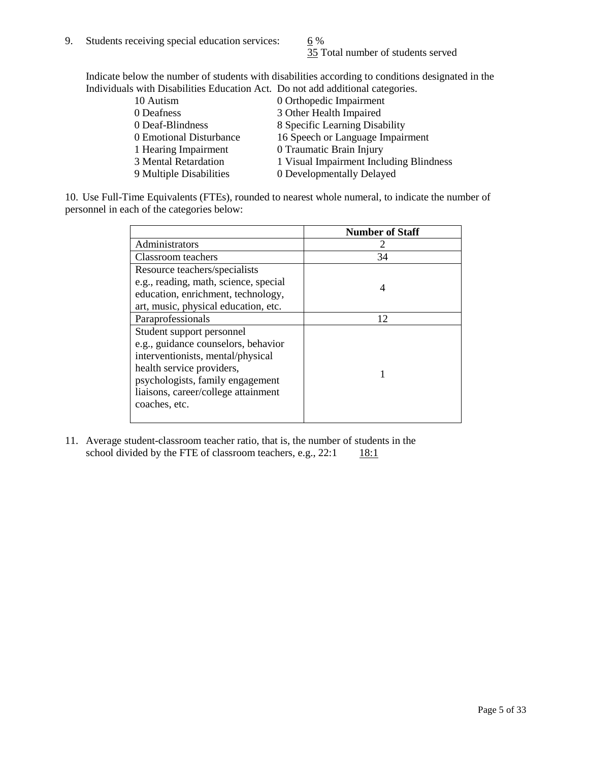9. Students receiving special education services: 6 %
   35 Total number of students served

Indicate below the number of students with disabilities according to conditions designated in the Individuals with Disabilities Education Act. Do not add additional categories.

| | |
|---|---|
| 10 Autism | 0 Orthopedic Impairment |
| 0 Deafness | 3 Other Health Impaired |
| 0 Deaf-Blindness | 8 Specific Learning Disability |
| 0 Emotional Disturbance | 16 Speech or Language Impairment |
| 1 Hearing Impairment | 0 Traumatic Brain Injury |
| 3 Mental Retardation | 1 Visual Impairment Including Blindness |
| 9 Multiple Disabilities | 0 Developmentally Delayed |

10. Use Full-Time Equivalents (FTEs), rounded to nearest whole numeral, to indicate the number of personnel in each of the categories below:

| | **Number of Staff** |
|---|---|
| Administrators | 2 |
| Classroom teachers | 34 |
| Resource teachers/specialists e.g., reading, math, science, special education, enrichment, technology, art, music, physical education, etc. | 4 |
| Paraprofessionals | 12 |
| Student support personnel e.g., guidance counselors, behavior interventionists, mental/physical health service providers, psychologists, family engagement liaisons, career/college attainment coaches, etc. | 1 |

11. Average student-classroom teacher ratio, that is, the number of students in the school divided by the FTE of classroom teachers, e.g., 22:1 18:1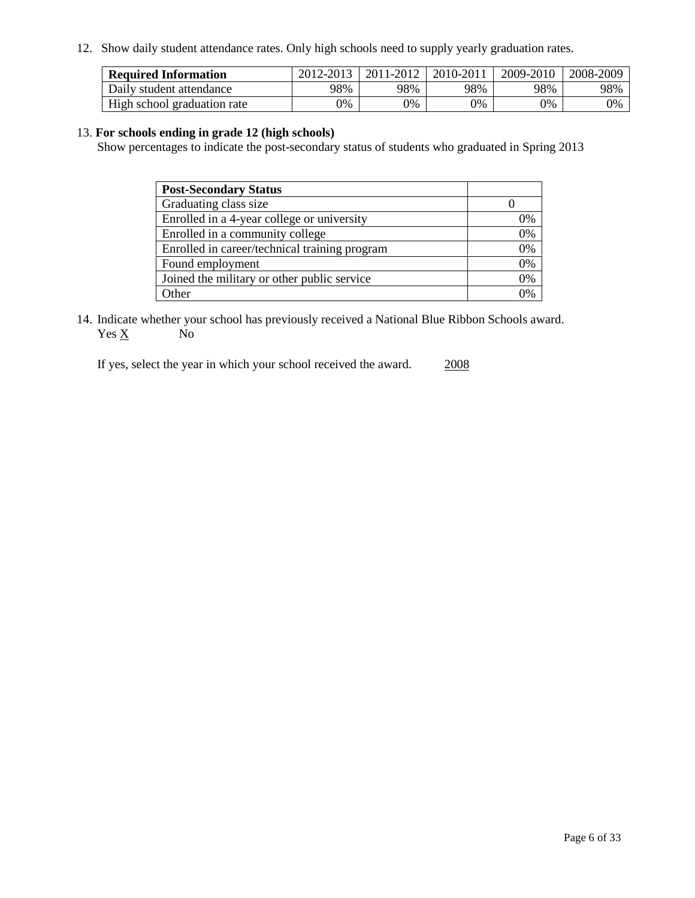12. Show daily student attendance rates. Only high schools need to supply yearly graduation rates.

| **Required Information** | 2012-2013 | 2011-2012 | 2010-2011 | 2009-2010 | 2008-2009 |
|---|---|---|---|---|---|
| Daily student attendance | 98% | 98% | 98% | 98% | 98% |
| High school graduation rate | 0% | 0% | 0% | 0% | 0% |

13. **For schools ending in grade 12 (high schools)**
Show percentages to indicate the post-secondary status of students who graduated in Spring 2013

| **Post-Secondary Status** | |
|---|---|
| Graduating class size | 0 |
| Enrolled in a 4-year college or university | 0% |
| Enrolled in a community college | 0% |
| Enrolled in career/technical training program | 0% |
| Found employment | 0% |
| Joined the military or other public service | 0% |
| Other | 0% |

14. Indicate whether your school has previously received a National Blue Ribbon Schools award.
Yes X No

If yes, select the year in which your school received the award. 2008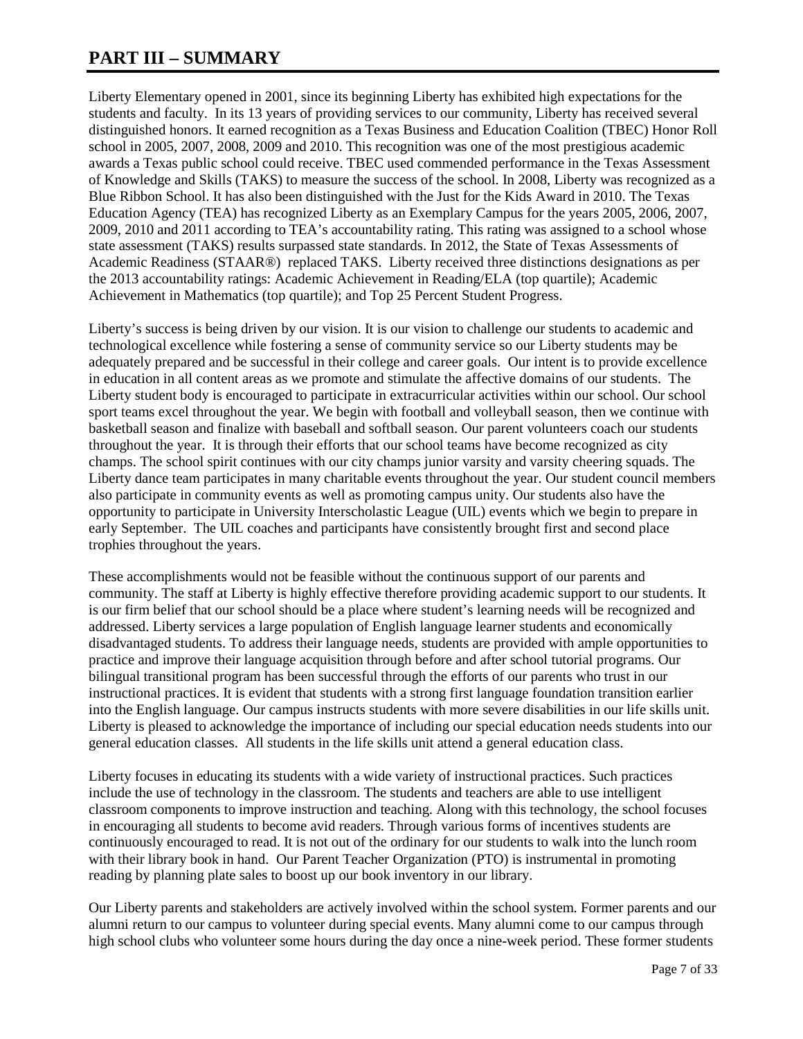# PART III – SUMMARY

Liberty Elementary opened in 2001, since its beginning Liberty has exhibited high expectations for the students and faculty. In its 13 years of providing services to our community, Liberty has received several distinguished honors. It earned recognition as a Texas Business and Education Coalition (TBEC) Honor Roll school in 2005, 2007, 2008, 2009 and 2010. This recognition was one of the most prestigious academic awards a Texas public school could receive. TBEC used commended performance in the Texas Assessment of Knowledge and Skills (TAKS) to measure the success of the school. In 2008, Liberty was recognized as a Blue Ribbon School. It has also been distinguished with the Just for the Kids Award in 2010. The Texas Education Agency (TEA) has recognized Liberty as an Exemplary Campus for the years 2005, 2006, 2007, 2009, 2010 and 2011 according to TEA's accountability rating. This rating was assigned to a school whose state assessment (TAKS) results surpassed state standards. In 2012, the State of Texas Assessments of Academic Readiness (STAAR®) replaced TAKS. Liberty received three distinctions designations as per the 2013 accountability ratings: Academic Achievement in Reading/ELA (top quartile); Academic Achievement in Mathematics (top quartile); and Top 25 Percent Student Progress.

Liberty's success is being driven by our vision. It is our vision to challenge our students to academic and technological excellence while fostering a sense of community service so our Liberty students may be adequately prepared and be successful in their college and career goals. Our intent is to provide excellence in education in all content areas as we promote and stimulate the affective domains of our students. The Liberty student body is encouraged to participate in extracurricular activities within our school. Our school sport teams excel throughout the year. We begin with football and volleyball season, then we continue with basketball season and finalize with baseball and softball season. Our parent volunteers coach our students throughout the year. It is through their efforts that our school teams have become recognized as city champs. The school spirit continues with our city champs junior varsity and varsity cheering squads. The Liberty dance team participates in many charitable events throughout the year. Our student council members also participate in community events as well as promoting campus unity. Our students also have the opportunity to participate in University Interscholastic League (UIL) events which we begin to prepare in early September. The UIL coaches and participants have consistently brought first and second place trophies throughout the years.

These accomplishments would not be feasible without the continuous support of our parents and community. The staff at Liberty is highly effective therefore providing academic support to our students. It is our firm belief that our school should be a place where student's learning needs will be recognized and addressed. Liberty services a large population of English language learner students and economically disadvantaged students. To address their language needs, students are provided with ample opportunities to practice and improve their language acquisition through before and after school tutorial programs. Our bilingual transitional program has been successful through the efforts of our parents who trust in our instructional practices. It is evident that students with a strong first language foundation transition earlier into the English language. Our campus instructs students with more severe disabilities in our life skills unit. Liberty is pleased to acknowledge the importance of including our special education needs students into our general education classes. All students in the life skills unit attend a general education class.

Liberty focuses in educating its students with a wide variety of instructional practices. Such practices include the use of technology in the classroom. The students and teachers are able to use intelligent classroom components to improve instruction and teaching. Along with this technology, the school focuses in encouraging all students to become avid readers. Through various forms of incentives students are continuously encouraged to read. It is not out of the ordinary for our students to walk into the lunch room with their library book in hand. Our Parent Teacher Organization (PTO) is instrumental in promoting reading by planning plate sales to boost up our book inventory in our library.

Our Liberty parents and stakeholders are actively involved within the school system. Former parents and our alumni return to our campus to volunteer during special events. Many alumni come to our campus through high school clubs who volunteer some hours during the day once a nine-week period. These former students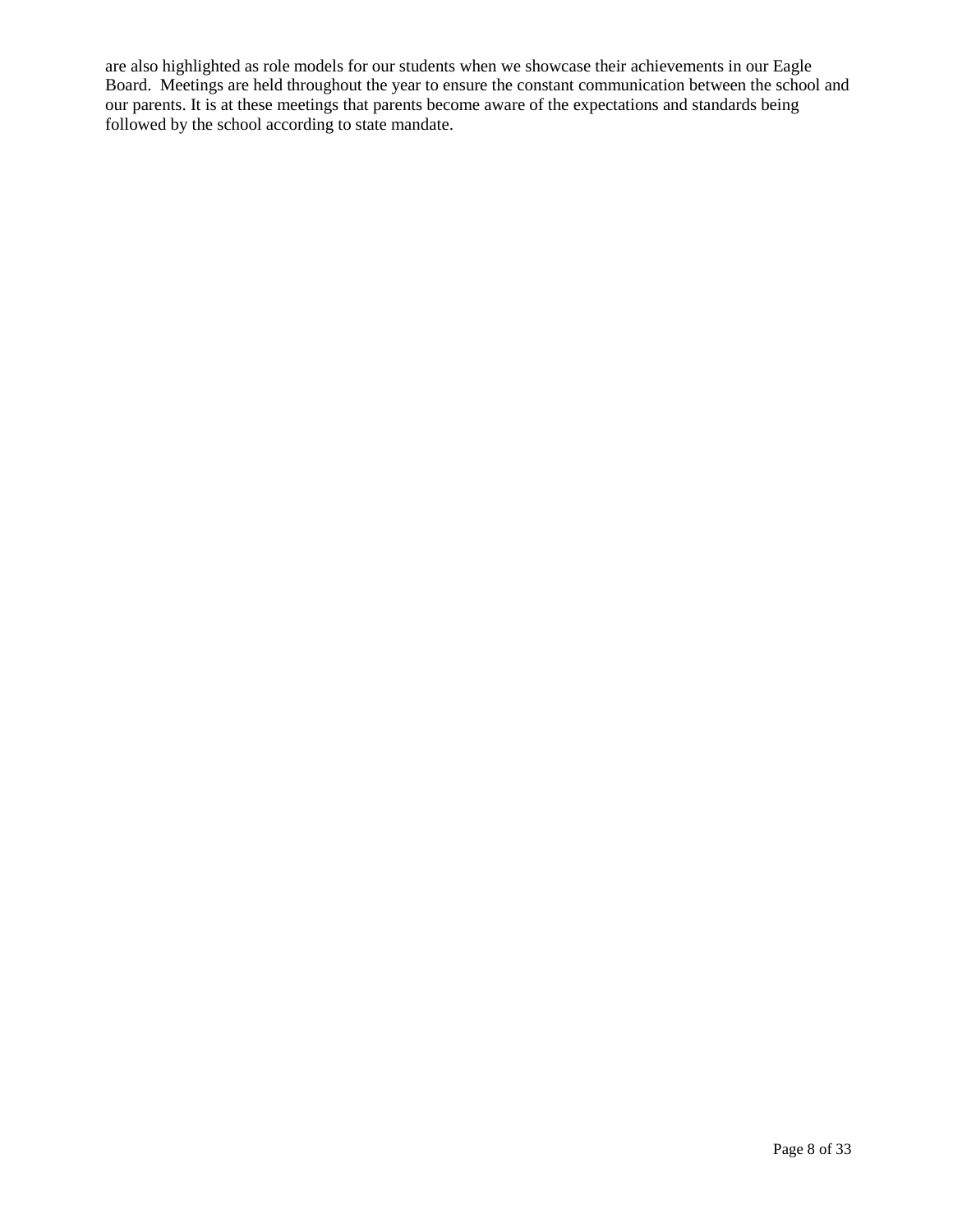are also highlighted as role models for our students when we showcase their achievements in our Eagle Board. Meetings are held throughout the year to ensure the constant communication between the school and our parents. It is at these meetings that parents become aware of the expectations and standards being followed by the school according to state mandate.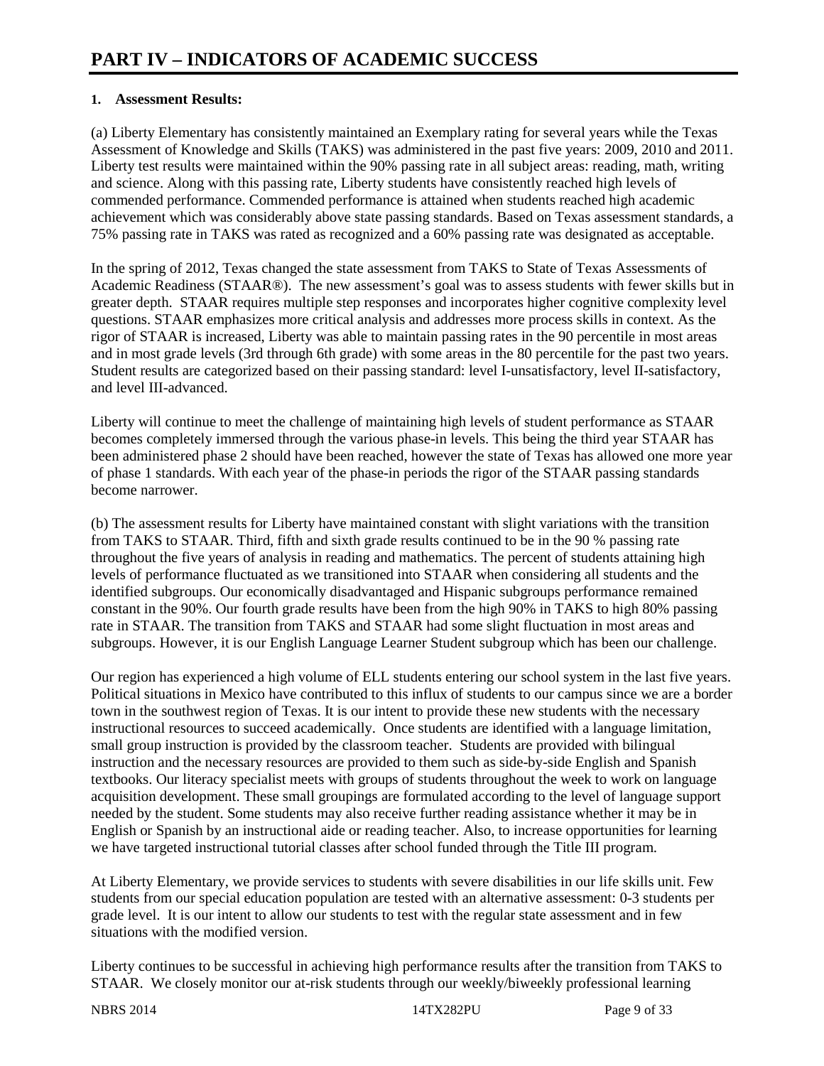# PART IV – INDICATORS OF ACADEMIC SUCCESS

**1. Assessment Results:**

(a) Liberty Elementary has consistently maintained an Exemplary rating for several years while the Texas Assessment of Knowledge and Skills (TAKS) was administered in the past five years: 2009, 2010 and 2011. Liberty test results were maintained within the 90% passing rate in all subject areas: reading, math, writing and science. Along with this passing rate, Liberty students have consistently reached high levels of commended performance. Commended performance is attained when students reached high academic achievement which was considerably above state passing standards. Based on Texas assessment standards, a 75% passing rate in TAKS was rated as recognized and a 60% passing rate was designated as acceptable.

In the spring of 2012, Texas changed the state assessment from TAKS to State of Texas Assessments of Academic Readiness (STAAR®). The new assessment's goal was to assess students with fewer skills but in greater depth. STAAR requires multiple step responses and incorporates higher cognitive complexity level questions. STAAR emphasizes more critical analysis and addresses more process skills in context. As the rigor of STAAR is increased, Liberty was able to maintain passing rates in the 90 percentile in most areas and in most grade levels (3rd through 6th grade) with some areas in the 80 percentile for the past two years. Student results are categorized based on their passing standard: level I-unsatisfactory, level II-satisfactory, and level III-advanced.

Liberty will continue to meet the challenge of maintaining high levels of student performance as STAAR becomes completely immersed through the various phase-in levels. This being the third year STAAR has been administered phase 2 should have been reached, however the state of Texas has allowed one more year of phase 1 standards. With each year of the phase-in periods the rigor of the STAAR passing standards become narrower.

(b) The assessment results for Liberty have maintained constant with slight variations with the transition from TAKS to STAAR. Third, fifth and sixth grade results continued to be in the 90 % passing rate throughout the five years of analysis in reading and mathematics. The percent of students attaining high levels of performance fluctuated as we transitioned into STAAR when considering all students and the identified subgroups. Our economically disadvantaged and Hispanic subgroups performance remained constant in the 90%. Our fourth grade results have been from the high 90% in TAKS to high 80% passing rate in STAAR. The transition from TAKS and STAAR had some slight fluctuation in most areas and subgroups. However, it is our English Language Learner Student subgroup which has been our challenge.

Our region has experienced a high volume of ELL students entering our school system in the last five years. Political situations in Mexico have contributed to this influx of students to our campus since we are a border town in the southwest region of Texas. It is our intent to provide these new students with the necessary instructional resources to succeed academically. Once students are identified with a language limitation, small group instruction is provided by the classroom teacher. Students are provided with bilingual instruction and the necessary resources are provided to them such as side-by-side English and Spanish textbooks. Our literacy specialist meets with groups of students throughout the week to work on language acquisition development. These small groupings are formulated according to the level of language support needed by the student. Some students may also receive further reading assistance whether it may be in English or Spanish by an instructional aide or reading teacher. Also, to increase opportunities for learning we have targeted instructional tutorial classes after school funded through the Title III program.

At Liberty Elementary, we provide services to students with severe disabilities in our life skills unit. Few students from our special education population are tested with an alternative assessment: 0-3 students per grade level. It is our intent to allow our students to test with the regular state assessment and in few situations with the modified version.

Liberty continues to be successful in achieving high performance results after the transition from TAKS to STAAR. We closely monitor our at-risk students through our weekly/biweekly professional learning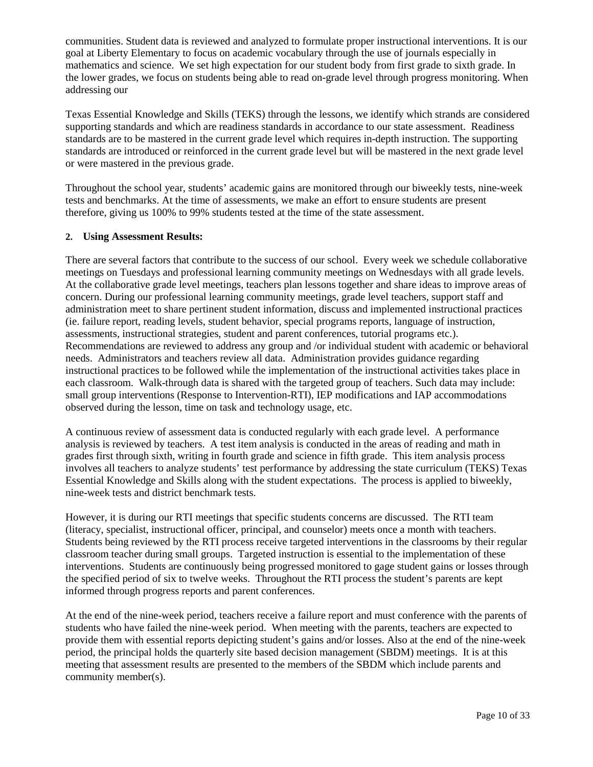communities. Student data is reviewed and analyzed to formulate proper instructional interventions. It is our goal at Liberty Elementary to focus on academic vocabulary through the use of journals especially in mathematics and science. We set high expectation for our student body from first grade to sixth grade. In the lower grades, we focus on students being able to read on-grade level through progress monitoring. When addressing our

Texas Essential Knowledge and Skills (TEKS) through the lessons, we identify which strands are considered supporting standards and which are readiness standards in accordance to our state assessment. Readiness standards are to be mastered in the current grade level which requires in-depth instruction. The supporting standards are introduced or reinforced in the current grade level but will be mastered in the next grade level or were mastered in the previous grade.

Throughout the school year, students' academic gains are monitored through our biweekly tests, nine-week tests and benchmarks. At the time of assessments, we make an effort to ensure students are present therefore, giving us 100% to 99% students tested at the time of the state assessment.

**2. Using Assessment Results:**

There are several factors that contribute to the success of our school. Every week we schedule collaborative meetings on Tuesdays and professional learning community meetings on Wednesdays with all grade levels. At the collaborative grade level meetings, teachers plan lessons together and share ideas to improve areas of concern. During our professional learning community meetings, grade level teachers, support staff and administration meet to share pertinent student information, discuss and implemented instructional practices (ie. failure report, reading levels, student behavior, special programs reports, language of instruction, assessments, instructional strategies, student and parent conferences, tutorial programs etc.). Recommendations are reviewed to address any group and /or individual student with academic or behavioral needs. Administrators and teachers review all data. Administration provides guidance regarding instructional practices to be followed while the implementation of the instructional activities takes place in each classroom. Walk-through data is shared with the targeted group of teachers. Such data may include: small group interventions (Response to Intervention-RTI), IEP modifications and IAP accommodations observed during the lesson, time on task and technology usage, etc.

A continuous review of assessment data is conducted regularly with each grade level. A performance analysis is reviewed by teachers. A test item analysis is conducted in the areas of reading and math in grades first through sixth, writing in fourth grade and science in fifth grade. This item analysis process involves all teachers to analyze students' test performance by addressing the state curriculum (TEKS) Texas Essential Knowledge and Skills along with the student expectations. The process is applied to biweekly, nine-week tests and district benchmark tests.

However, it is during our RTI meetings that specific students concerns are discussed. The RTI team (literacy, specialist, instructional officer, principal, and counselor) meets once a month with teachers. Students being reviewed by the RTI process receive targeted interventions in the classrooms by their regular classroom teacher during small groups. Targeted instruction is essential to the implementation of these interventions. Students are continuously being progressed monitored to gage student gains or losses through the specified period of six to twelve weeks. Throughout the RTI process the student's parents are kept informed through progress reports and parent conferences.

At the end of the nine-week period, teachers receive a failure report and must conference with the parents of students who have failed the nine-week period. When meeting with the parents, teachers are expected to provide them with essential reports depicting student's gains and/or losses. Also at the end of the nine-week period, the principal holds the quarterly site based decision management (SBDM) meetings. It is at this meeting that assessment results are presented to the members of the SBDM which include parents and community member(s).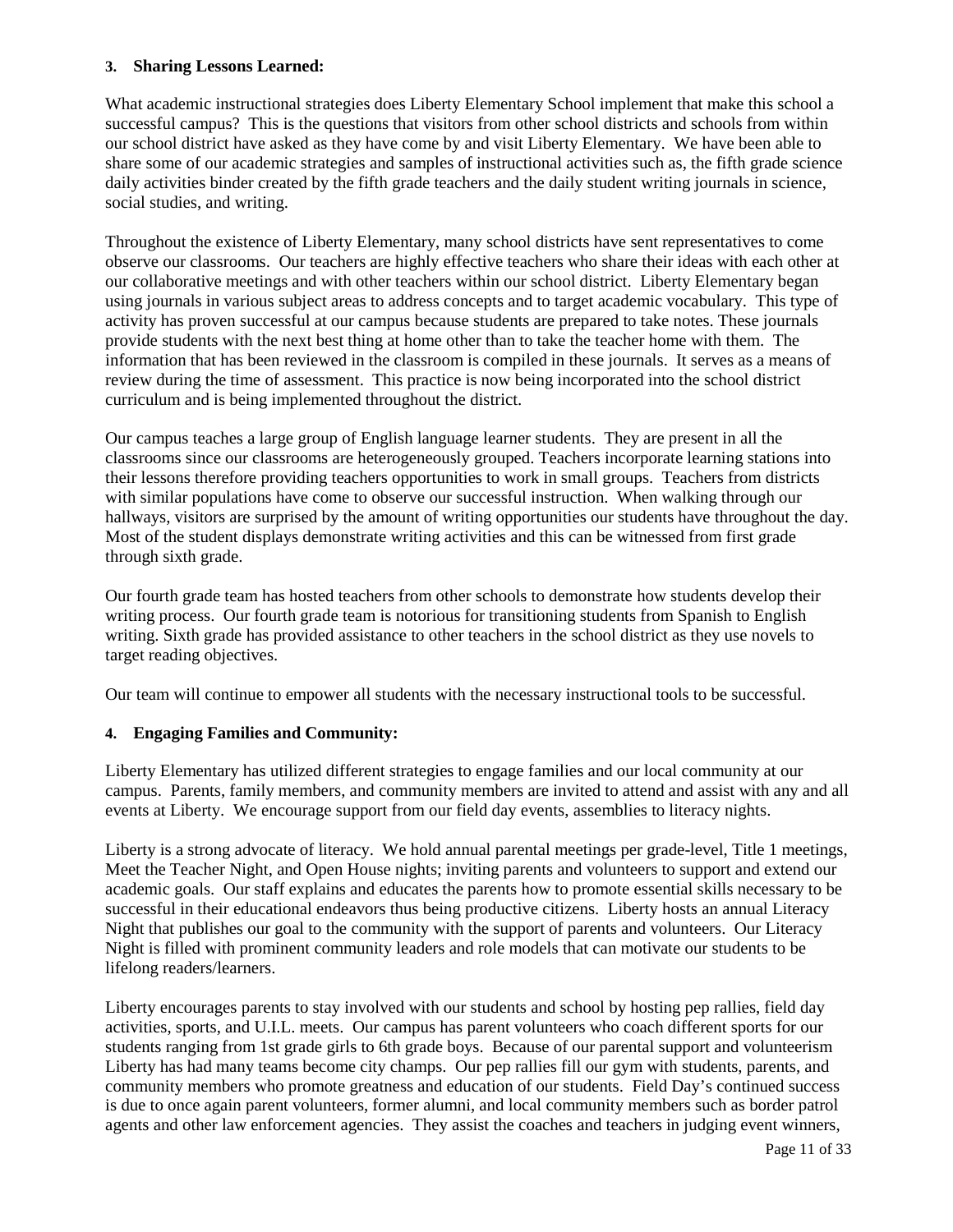**3. Sharing Lessons Learned:**

What academic instructional strategies does Liberty Elementary School implement that make this school a successful campus? This is the questions that visitors from other school districts and schools from within our school district have asked as they have come by and visit Liberty Elementary. We have been able to share some of our academic strategies and samples of instructional activities such as, the fifth grade science daily activities binder created by the fifth grade teachers and the daily student writing journals in science, social studies, and writing.

Throughout the existence of Liberty Elementary, many school districts have sent representatives to come observe our classrooms. Our teachers are highly effective teachers who share their ideas with each other at our collaborative meetings and with other teachers within our school district. Liberty Elementary began using journals in various subject areas to address concepts and to target academic vocabulary. This type of activity has proven successful at our campus because students are prepared to take notes. These journals provide students with the next best thing at home other than to take the teacher home with them. The information that has been reviewed in the classroom is compiled in these journals. It serves as a means of review during the time of assessment. This practice is now being incorporated into the school district curriculum and is being implemented throughout the district.

Our campus teaches a large group of English language learner students. They are present in all the classrooms since our classrooms are heterogeneously grouped. Teachers incorporate learning stations into their lessons therefore providing teachers opportunities to work in small groups. Teachers from districts with similar populations have come to observe our successful instruction. When walking through our hallways, visitors are surprised by the amount of writing opportunities our students have throughout the day. Most of the student displays demonstrate writing activities and this can be witnessed from first grade through sixth grade.

Our fourth grade team has hosted teachers from other schools to demonstrate how students develop their writing process. Our fourth grade team is notorious for transitioning students from Spanish to English writing. Sixth grade has provided assistance to other teachers in the school district as they use novels to target reading objectives.

Our team will continue to empower all students with the necessary instructional tools to be successful.

**4. Engaging Families and Community:**

Liberty Elementary has utilized different strategies to engage families and our local community at our campus. Parents, family members, and community members are invited to attend and assist with any and all events at Liberty. We encourage support from our field day events, assemblies to literacy nights.

Liberty is a strong advocate of literacy. We hold annual parental meetings per grade-level, Title 1 meetings, Meet the Teacher Night, and Open House nights; inviting parents and volunteers to support and extend our academic goals. Our staff explains and educates the parents how to promote essential skills necessary to be successful in their educational endeavors thus being productive citizens. Liberty hosts an annual Literacy Night that publishes our goal to the community with the support of parents and volunteers. Our Literacy Night is filled with prominent community leaders and role models that can motivate our students to be lifelong readers/learners.

Liberty encourages parents to stay involved with our students and school by hosting pep rallies, field day activities, sports, and U.I.L. meets. Our campus has parent volunteers who coach different sports for our students ranging from 1st grade girls to 6th grade boys. Because of our parental support and volunteerism Liberty has had many teams become city champs. Our pep rallies fill our gym with students, parents, and community members who promote greatness and education of our students. Field Day's continued success is due to once again parent volunteers, former alumni, and local community members such as border patrol agents and other law enforcement agencies. They assist the coaches and teachers in judging event winners,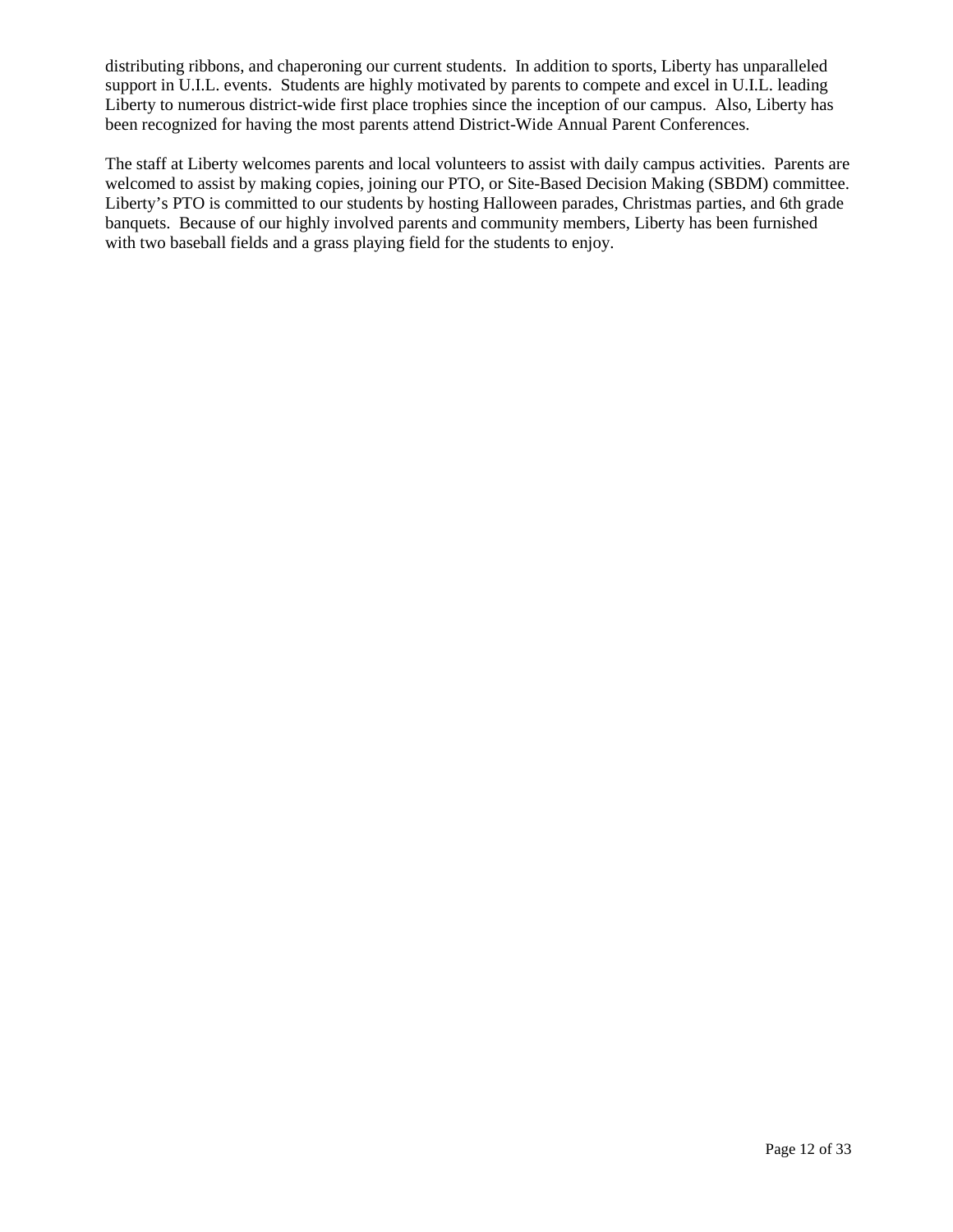distributing ribbons, and chaperoning our current students. In addition to sports, Liberty has unparalleled support in U.I.L. events. Students are highly motivated by parents to compete and excel in U.I.L. leading Liberty to numerous district-wide first place trophies since the inception of our campus. Also, Liberty has been recognized for having the most parents attend District-Wide Annual Parent Conferences.

The staff at Liberty welcomes parents and local volunteers to assist with daily campus activities. Parents are welcomed to assist by making copies, joining our PTO, or Site-Based Decision Making (SBDM) committee. Liberty's PTO is committed to our students by hosting Halloween parades, Christmas parties, and 6th grade banquets. Because of our highly involved parents and community members, Liberty has been furnished with two baseball fields and a grass playing field for the students to enjoy.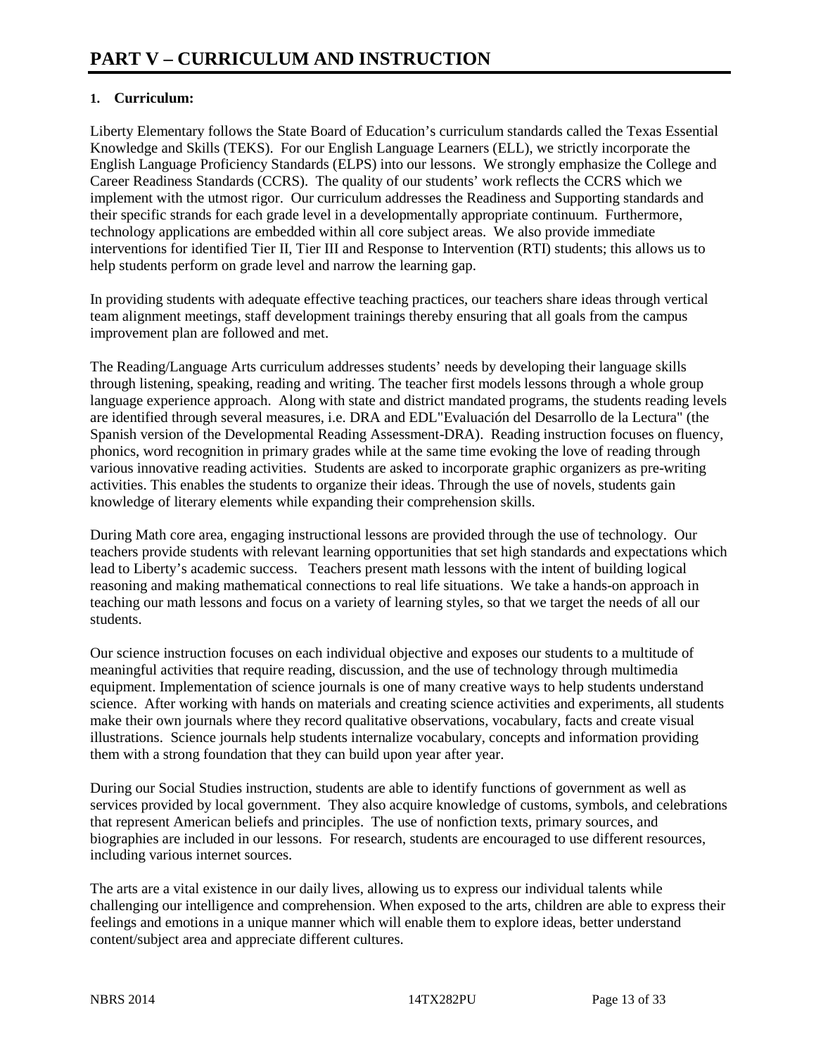# PART V – CURRICULUM AND INSTRUCTION

## 1. Curriculum:

Liberty Elementary follows the State Board of Education's curriculum standards called the Texas Essential Knowledge and Skills (TEKS). For our English Language Learners (ELL), we strictly incorporate the English Language Proficiency Standards (ELPS) into our lessons. We strongly emphasize the College and Career Readiness Standards (CCRS). The quality of our students' work reflects the CCRS which we implement with the utmost rigor. Our curriculum addresses the Readiness and Supporting standards and their specific strands for each grade level in a developmentally appropriate continuum. Furthermore, technology applications are embedded within all core subject areas. We also provide immediate interventions for identified Tier II, Tier III and Response to Intervention (RTI) students; this allows us to help students perform on grade level and narrow the learning gap.

In providing students with adequate effective teaching practices, our teachers share ideas through vertical team alignment meetings, staff development trainings thereby ensuring that all goals from the campus improvement plan are followed and met.

The Reading/Language Arts curriculum addresses students' needs by developing their language skills through listening, speaking, reading and writing. The teacher first models lessons through a whole group language experience approach. Along with state and district mandated programs, the students reading levels are identified through several measures, i.e. DRA and EDL"Evaluación del Desarrollo de la Lectura" (the Spanish version of the Developmental Reading Assessment-DRA). Reading instruction focuses on fluency, phonics, word recognition in primary grades while at the same time evoking the love of reading through various innovative reading activities. Students are asked to incorporate graphic organizers as pre-writing activities. This enables the students to organize their ideas. Through the use of novels, students gain knowledge of literary elements while expanding their comprehension skills.

During Math core area, engaging instructional lessons are provided through the use of technology. Our teachers provide students with relevant learning opportunities that set high standards and expectations which lead to Liberty's academic success. Teachers present math lessons with the intent of building logical reasoning and making mathematical connections to real life situations. We take a hands-on approach in teaching our math lessons and focus on a variety of learning styles, so that we target the needs of all our students.

Our science instruction focuses on each individual objective and exposes our students to a multitude of meaningful activities that require reading, discussion, and the use of technology through multimedia equipment. Implementation of science journals is one of many creative ways to help students understand science. After working with hands on materials and creating science activities and experiments, all students make their own journals where they record qualitative observations, vocabulary, facts and create visual illustrations. Science journals help students internalize vocabulary, concepts and information providing them with a strong foundation that they can build upon year after year.

During our Social Studies instruction, students are able to identify functions of government as well as services provided by local government. They also acquire knowledge of customs, symbols, and celebrations that represent American beliefs and principles. The use of nonfiction texts, primary sources, and biographies are included in our lessons. For research, students are encouraged to use different resources, including various internet sources.

The arts are a vital existence in our daily lives, allowing us to express our individual talents while challenging our intelligence and comprehension. When exposed to the arts, children are able to express their feelings and emotions in a unique manner which will enable them to explore ideas, better understand content/subject area and appreciate different cultures.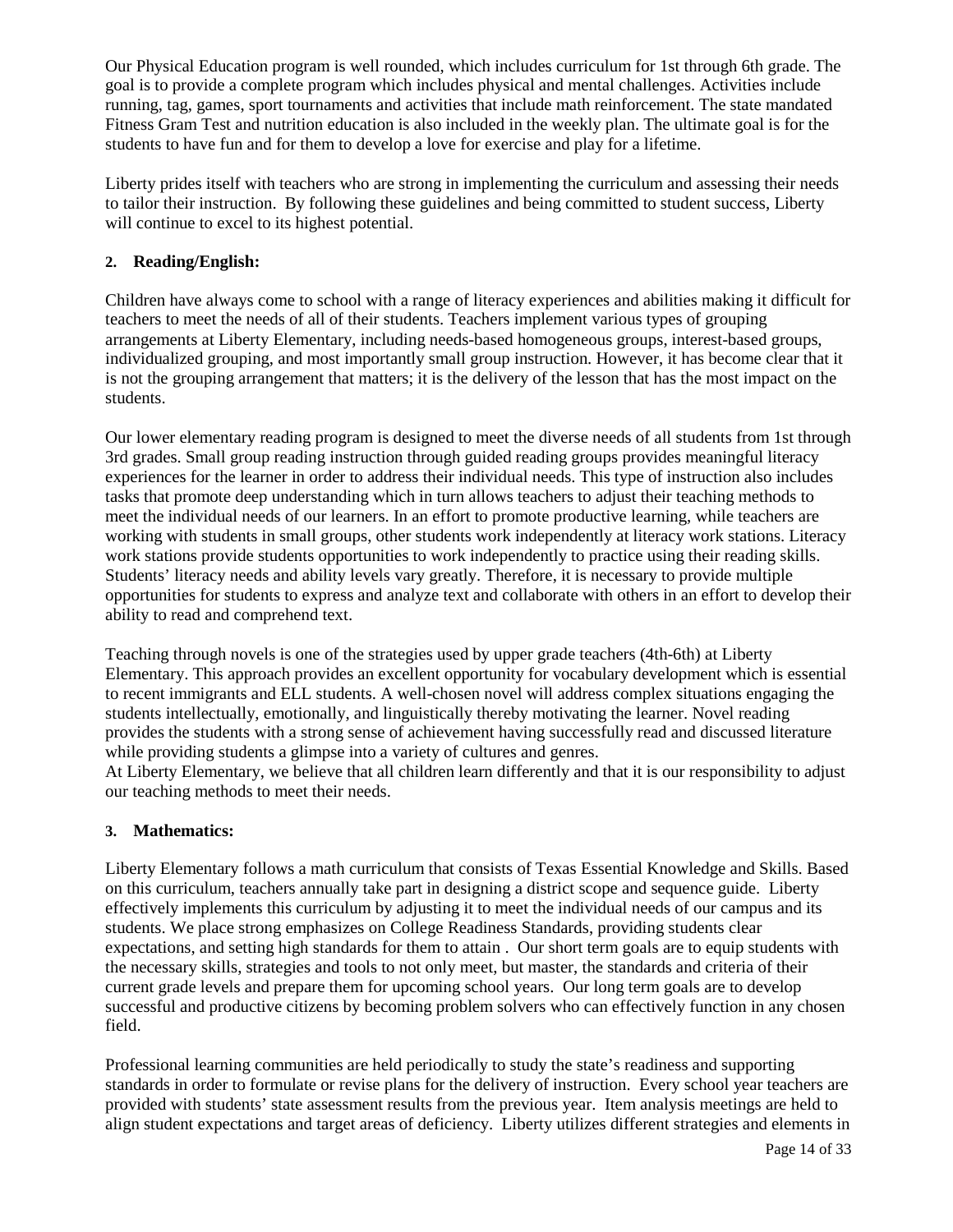Our Physical Education program is well rounded, which includes curriculum for 1st through 6th grade. The goal is to provide a complete program which includes physical and mental challenges. Activities include running, tag, games, sport tournaments and activities that include math reinforcement. The state mandated Fitness Gram Test and nutrition education is also included in the weekly plan. The ultimate goal is for the students to have fun and for them to develop a love for exercise and play for a lifetime.

Liberty prides itself with teachers who are strong in implementing the curriculum and assessing their needs to tailor their instruction. By following these guidelines and being committed to student success, Liberty will continue to excel to its highest potential.

**2. Reading/English:**

Children have always come to school with a range of literacy experiences and abilities making it difficult for teachers to meet the needs of all of their students. Teachers implement various types of grouping arrangements at Liberty Elementary, including needs-based homogeneous groups, interest-based groups, individualized grouping, and most importantly small group instruction. However, it has become clear that it is not the grouping arrangement that matters; it is the delivery of the lesson that has the most impact on the students.

Our lower elementary reading program is designed to meet the diverse needs of all students from 1st through 3rd grades. Small group reading instruction through guided reading groups provides meaningful literacy experiences for the learner in order to address their individual needs. This type of instruction also includes tasks that promote deep understanding which in turn allows teachers to adjust their teaching methods to meet the individual needs of our learners. In an effort to promote productive learning, while teachers are working with students in small groups, other students work independently at literacy work stations. Literacy work stations provide students opportunities to work independently to practice using their reading skills. Students' literacy needs and ability levels vary greatly. Therefore, it is necessary to provide multiple opportunities for students to express and analyze text and collaborate with others in an effort to develop their ability to read and comprehend text.

Teaching through novels is one of the strategies used by upper grade teachers (4th-6th) at Liberty Elementary. This approach provides an excellent opportunity for vocabulary development which is essential to recent immigrants and ELL students. A well-chosen novel will address complex situations engaging the students intellectually, emotionally, and linguistically thereby motivating the learner. Novel reading provides the students with a strong sense of achievement having successfully read and discussed literature while providing students a glimpse into a variety of cultures and genres.
At Liberty Elementary, we believe that all children learn differently and that it is our responsibility to adjust our teaching methods to meet their needs.

**3. Mathematics:**

Liberty Elementary follows a math curriculum that consists of Texas Essential Knowledge and Skills. Based on this curriculum, teachers annually take part in designing a district scope and sequence guide. Liberty effectively implements this curriculum by adjusting it to meet the individual needs of our campus and its students. We place strong emphasizes on College Readiness Standards, providing students clear expectations, and setting high standards for them to attain . Our short term goals are to equip students with the necessary skills, strategies and tools to not only meet, but master, the standards and criteria of their current grade levels and prepare them for upcoming school years. Our long term goals are to develop successful and productive citizens by becoming problem solvers who can effectively function in any chosen field.

Professional learning communities are held periodically to study the state's readiness and supporting standards in order to formulate or revise plans for the delivery of instruction. Every school year teachers are provided with students' state assessment results from the previous year. Item analysis meetings are held to align student expectations and target areas of deficiency. Liberty utilizes different strategies and elements in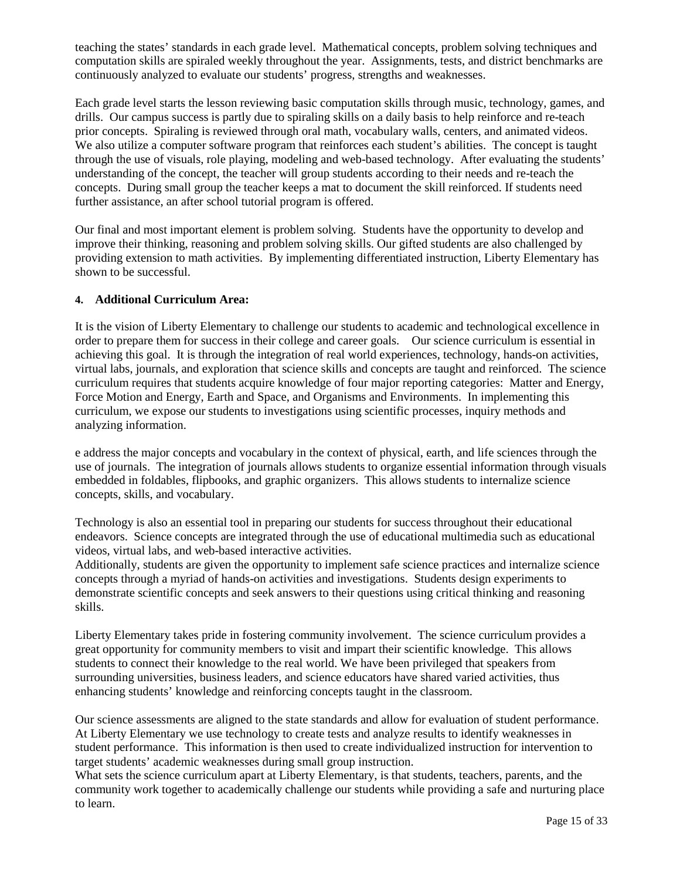teaching the states' standards in each grade level. Mathematical concepts, problem solving techniques and computation skills are spiraled weekly throughout the year. Assignments, tests, and district benchmarks are continuously analyzed to evaluate our students' progress, strengths and weaknesses.

Each grade level starts the lesson reviewing basic computation skills through music, technology, games, and drills. Our campus success is partly due to spiraling skills on a daily basis to help reinforce and re-teach prior concepts. Spiraling is reviewed through oral math, vocabulary walls, centers, and animated videos. We also utilize a computer software program that reinforces each student's abilities. The concept is taught through the use of visuals, role playing, modeling and web-based technology. After evaluating the students' understanding of the concept, the teacher will group students according to their needs and re-teach the concepts. During small group the teacher keeps a mat to document the skill reinforced. If students need further assistance, an after school tutorial program is offered.

Our final and most important element is problem solving. Students have the opportunity to develop and improve their thinking, reasoning and problem solving skills. Our gifted students are also challenged by providing extension to math activities. By implementing differentiated instruction, Liberty Elementary has shown to be successful.

**4. Additional Curriculum Area:**

It is the vision of Liberty Elementary to challenge our students to academic and technological excellence in order to prepare them for success in their college and career goals. Our science curriculum is essential in achieving this goal. It is through the integration of real world experiences, technology, hands-on activities, virtual labs, journals, and exploration that science skills and concepts are taught and reinforced. The science curriculum requires that students acquire knowledge of four major reporting categories: Matter and Energy, Force Motion and Energy, Earth and Space, and Organisms and Environments. In implementing this curriculum, we expose our students to investigations using scientific processes, inquiry methods and analyzing information.

e address the major concepts and vocabulary in the context of physical, earth, and life sciences through the use of journals. The integration of journals allows students to organize essential information through visuals embedded in foldables, flipbooks, and graphic organizers. This allows students to internalize science concepts, skills, and vocabulary.

Technology is also an essential tool in preparing our students for success throughout their educational endeavors. Science concepts are integrated through the use of educational multimedia such as educational videos, virtual labs, and web-based interactive activities.
Additionally, students are given the opportunity to implement safe science practices and internalize science concepts through a myriad of hands-on activities and investigations. Students design experiments to demonstrate scientific concepts and seek answers to their questions using critical thinking and reasoning skills.

Liberty Elementary takes pride in fostering community involvement. The science curriculum provides a great opportunity for community members to visit and impart their scientific knowledge. This allows students to connect their knowledge to the real world. We have been privileged that speakers from surrounding universities, business leaders, and science educators have shared varied activities, thus enhancing students' knowledge and reinforcing concepts taught in the classroom.

Our science assessments are aligned to the state standards and allow for evaluation of student performance. At Liberty Elementary we use technology to create tests and analyze results to identify weaknesses in student performance. This information is then used to create individualized instruction for intervention to target students' academic weaknesses during small group instruction.
What sets the science curriculum apart at Liberty Elementary, is that students, teachers, parents, and the community work together to academically challenge our students while providing a safe and nurturing place to learn.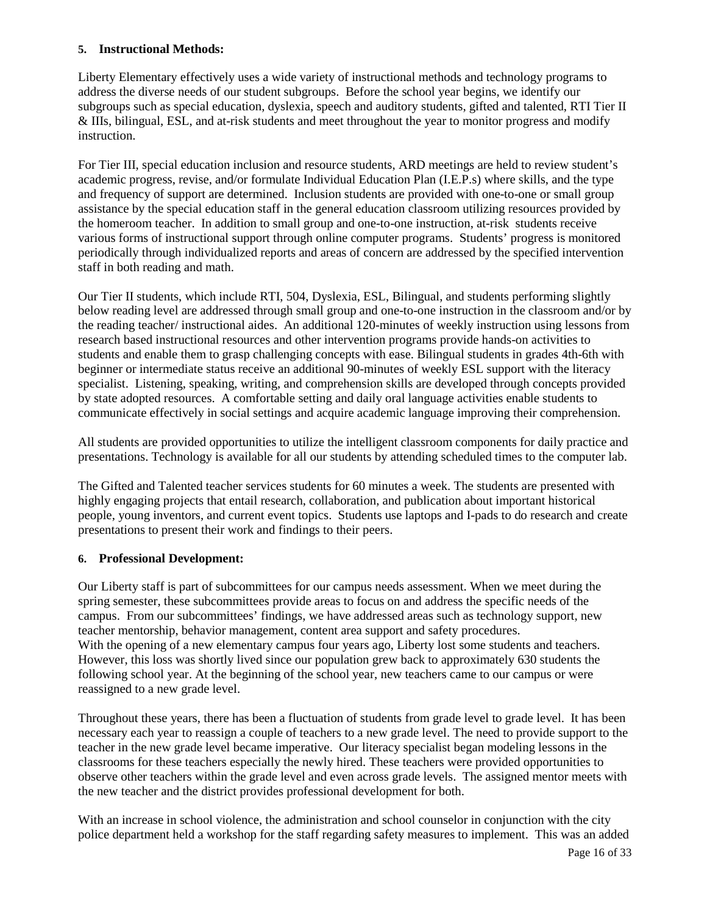#### 5. Instructional Methods:

Liberty Elementary effectively uses a wide variety of instructional methods and technology programs to address the diverse needs of our student subgroups. Before the school year begins, we identify our subgroups such as special education, dyslexia, speech and auditory students, gifted and talented, RTI Tier II & IIIs, bilingual, ESL, and at-risk students and meet throughout the year to monitor progress and modify instruction.

For Tier III, special education inclusion and resource students, ARD meetings are held to review student's academic progress, revise, and/or formulate Individual Education Plan (I.E.P.s) where skills, and the type and frequency of support are determined. Inclusion students are provided with one-to-one or small group assistance by the special education staff in the general education classroom utilizing resources provided by the homeroom teacher. In addition to small group and one-to-one instruction, at-risk students receive various forms of instructional support through online computer programs. Students' progress is monitored periodically through individualized reports and areas of concern are addressed by the specified intervention staff in both reading and math.

Our Tier II students, which include RTI, 504, Dyslexia, ESL, Bilingual, and students performing slightly below reading level are addressed through small group and one-to-one instruction in the classroom and/or by the reading teacher/ instructional aides. An additional 120-minutes of weekly instruction using lessons from research based instructional resources and other intervention programs provide hands-on activities to students and enable them to grasp challenging concepts with ease. Bilingual students in grades 4th-6th with beginner or intermediate status receive an additional 90-minutes of weekly ESL support with the literacy specialist. Listening, speaking, writing, and comprehension skills are developed through concepts provided by state adopted resources. A comfortable setting and daily oral language activities enable students to communicate effectively in social settings and acquire academic language improving their comprehension.

All students are provided opportunities to utilize the intelligent classroom components for daily practice and presentations. Technology is available for all our students by attending scheduled times to the computer lab.

The Gifted and Talented teacher services students for 60 minutes a week. The students are presented with highly engaging projects that entail research, collaboration, and publication about important historical people, young inventors, and current event topics. Students use laptops and I-pads to do research and create presentations to present their work and findings to their peers.

#### 6. Professional Development:

Our Liberty staff is part of subcommittees for our campus needs assessment. When we meet during the spring semester, these subcommittees provide areas to focus on and address the specific needs of the campus. From our subcommittees' findings, we have addressed areas such as technology support, new teacher mentorship, behavior management, content area support and safety procedures.
With the opening of a new elementary campus four years ago, Liberty lost some students and teachers. However, this loss was shortly lived since our population grew back to approximately 630 students the following school year. At the beginning of the school year, new teachers came to our campus or were reassigned to a new grade level.

Throughout these years, there has been a fluctuation of students from grade level to grade level. It has been necessary each year to reassign a couple of teachers to a new grade level. The need to provide support to the teacher in the new grade level became imperative. Our literacy specialist began modeling lessons in the classrooms for these teachers especially the newly hired. These teachers were provided opportunities to observe other teachers within the grade level and even across grade levels. The assigned mentor meets with the new teacher and the district provides professional development for both.

With an increase in school violence, the administration and school counselor in conjunction with the city police department held a workshop for the staff regarding safety measures to implement. This was an added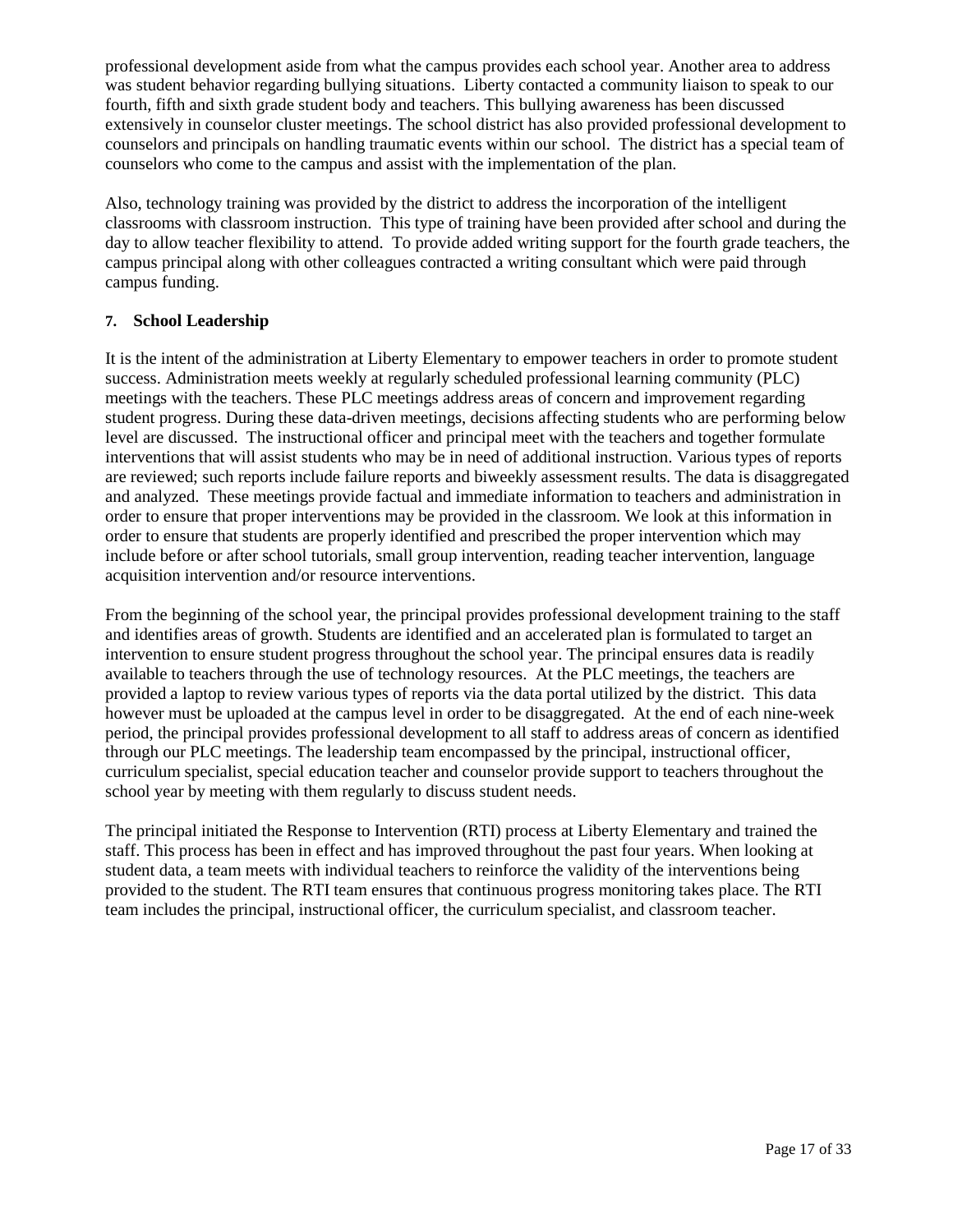professional development aside from what the campus provides each school year. Another area to address was student behavior regarding bullying situations. Liberty contacted a community liaison to speak to our fourth, fifth and sixth grade student body and teachers. This bullying awareness has been discussed extensively in counselor cluster meetings. The school district has also provided professional development to counselors and principals on handling traumatic events within our school. The district has a special team of counselors who come to the campus and assist with the implementation of the plan.

Also, technology training was provided by the district to address the incorporation of the intelligent classrooms with classroom instruction. This type of training have been provided after school and during the day to allow teacher flexibility to attend. To provide added writing support for the fourth grade teachers, the campus principal along with other colleagues contracted a writing consultant which were paid through campus funding.

**7. School Leadership**

It is the intent of the administration at Liberty Elementary to empower teachers in order to promote student success. Administration meets weekly at regularly scheduled professional learning community (PLC) meetings with the teachers. These PLC meetings address areas of concern and improvement regarding student progress. During these data-driven meetings, decisions affecting students who are performing below level are discussed. The instructional officer and principal meet with the teachers and together formulate interventions that will assist students who may be in need of additional instruction. Various types of reports are reviewed; such reports include failure reports and biweekly assessment results. The data is disaggregated and analyzed. These meetings provide factual and immediate information to teachers and administration in order to ensure that proper interventions may be provided in the classroom. We look at this information in order to ensure that students are properly identified and prescribed the proper intervention which may include before or after school tutorials, small group intervention, reading teacher intervention, language acquisition intervention and/or resource interventions.

From the beginning of the school year, the principal provides professional development training to the staff and identifies areas of growth. Students are identified and an accelerated plan is formulated to target an intervention to ensure student progress throughout the school year. The principal ensures data is readily available to teachers through the use of technology resources. At the PLC meetings, the teachers are provided a laptop to review various types of reports via the data portal utilized by the district. This data however must be uploaded at the campus level in order to be disaggregated. At the end of each nine-week period, the principal provides professional development to all staff to address areas of concern as identified through our PLC meetings. The leadership team encompassed by the principal, instructional officer, curriculum specialist, special education teacher and counselor provide support to teachers throughout the school year by meeting with them regularly to discuss student needs.

The principal initiated the Response to Intervention (RTI) process at Liberty Elementary and trained the staff. This process has been in effect and has improved throughout the past four years. When looking at student data, a team meets with individual teachers to reinforce the validity of the interventions being provided to the student. The RTI team ensures that continuous progress monitoring takes place. The RTI team includes the principal, instructional officer, the curriculum specialist, and classroom teacher.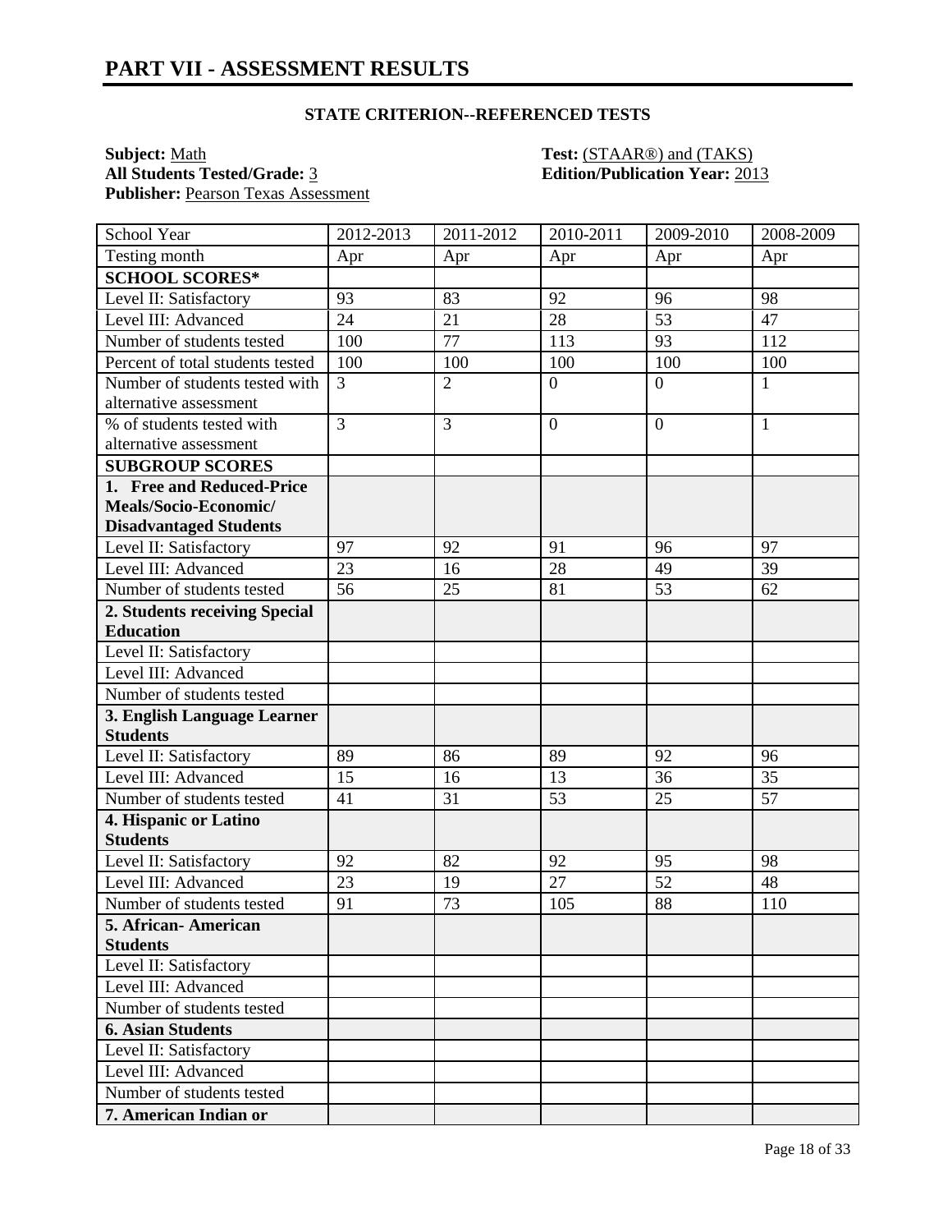## PART VII - ASSESSMENT RESULTS

### STATE CRITERION--REFERENCED TESTS

**Subject:** Math
**All Students Tested/Grade:** 3
**Publisher:** Pearson Texas Assessment

**Test:** (STAAR®) and (TAKS)
**Edition/Publication Year:** 2013

| School Year | 2012-2013 | 2011-2012 | 2010-2011 | 2009-2010 | 2008-2009 |
|---|---|---|---|---|---|
| Testing month | Apr | Apr | Apr | Apr | Apr |
| **SCHOOL SCORES*** | | | | | |
| Level II: Satisfactory | 93 | 83 | 92 | 96 | 98 |
| Level III: Advanced | 24 | 21 | 28 | 53 | 47 |
| Number of students tested | 100 | 77 | 113 | 93 | 112 |
| Percent of total students tested | 100 | 100 | 100 | 100 | 100 |
| Number of students tested with alternative assessment | 3 | 2 | 0 | 0 | 1 |
| % of students tested with alternative assessment | 3 | 3 | 0 | 0 | 1 |
| **SUBGROUP SCORES** | | | | | |
| **1. Free and Reduced-Price Meals/Socio-Economic/ Disadvantaged Students** | | | | | |
| Level II: Satisfactory | 97 | 92 | 91 | 96 | 97 |
| Level III: Advanced | 23 | 16 | 28 | 49 | 39 |
| Number of students tested | 56 | 25 | 81 | 53 | 62 |
| **2. Students receiving Special Education** | | | | | |
| Level II: Satisfactory | | | | | |
| Level III: Advanced | | | | | |
| Number of students tested | | | | | |
| **3. English Language Learner Students** | | | | | |
| Level II: Satisfactory | 89 | 86 | 89 | 92 | 96 |
| Level III: Advanced | 15 | 16 | 13 | 36 | 35 |
| Number of students tested | 41 | 31 | 53 | 25 | 57 |
| **4. Hispanic or Latino Students** | | | | | |
| Level II: Satisfactory | 92 | 82 | 92 | 95 | 98 |
| Level III: Advanced | 23 | 19 | 27 | 52 | 48 |
| Number of students tested | 91 | 73 | 105 | 88 | 110 |
| **5. African- American Students** | | | | | |
| Level II: Satisfactory | | | | | |
| Level III: Advanced | | | | | |
| Number of students tested | | | | | |
| **6. Asian Students** | | | | | |
| Level II: Satisfactory | | | | | |
| Level III: Advanced | | | | | |
| Number of students tested | | | | | |
| **7. American Indian or** | | | | | |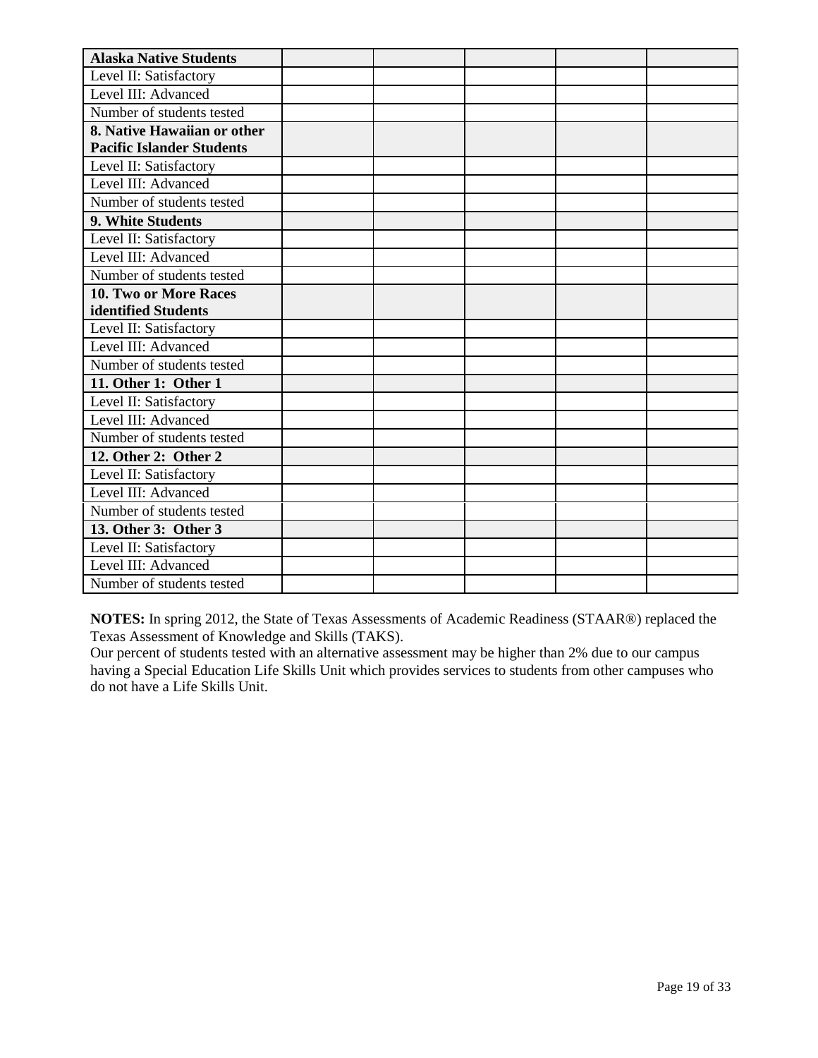| Alaska Native Students | | | | | |
|---|---|---|---|---|---|
| Level II: Satisfactory | | | | | |
| Level III: Advanced | | | | | |
| Number of students tested | | | | | |
| **8. Native Hawaiian or other Pacific Islander Students** | | | | | |
| Level II: Satisfactory | | | | | |
| Level III: Advanced | | | | | |
| Number of students tested | | | | | |
| **9. White Students** | | | | | |
| Level II: Satisfactory | | | | | |
| Level III: Advanced | | | | | |
| Number of students tested | | | | | |
| **10. Two or More Races identified Students** | | | | | |
| Level II: Satisfactory | | | | | |
| Level III: Advanced | | | | | |
| Number of students tested | | | | | |
| **11. Other 1: Other 1** | | | | | |
| Level II: Satisfactory | | | | | |
| Level III: Advanced | | | | | |
| Number of students tested | | | | | |
| **12. Other 2: Other 2** | | | | | |
| Level II: Satisfactory | | | | | |
| Level III: Advanced | | | | | |
| Number of students tested | | | | | |
| **13. Other 3: Other 3** | | | | | |
| Level II: Satisfactory | | | | | |
| Level III: Advanced | | | | | |
| Number of students tested | | | | | |

**NOTES:** In spring 2012, the State of Texas Assessments of Academic Readiness (STAAR®) replaced the Texas Assessment of Knowledge and Skills (TAKS).
Our percent of students tested with an alternative assessment may be higher than 2% due to our campus having a Special Education Life Skills Unit which provides services to students from other campuses who do not have a Life Skills Unit.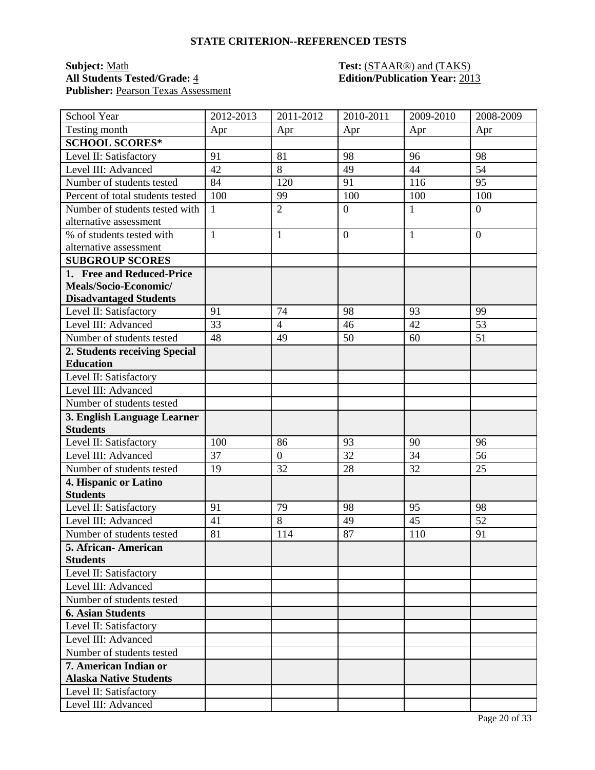## STATE CRITERION--REFERENCED TESTS

**Subject:** Math  **Test:** (STAAR®) and (TAKS)
**All Students Tested/Grade:** 4  **Edition/Publication Year:** 2013
**Publisher:** Pearson Texas Assessment

| School Year | 2012-2013 | 2011-2012 | 2010-2011 | 2009-2010 | 2008-2009 |
|---|---|---|---|---|---|
| Testing month | Apr | Apr | Apr | Apr | Apr |
| **SCHOOL SCORES*** | | | | | |
| Level II: Satisfactory | 91 | 81 | 98 | 96 | 98 |
| Level III: Advanced | 42 | 8 | 49 | 44 | 54 |
| Number of students tested | 84 | 120 | 91 | 116 | 95 |
| Percent of total students tested | 100 | 99 | 100 | 100 | 100 |
| Number of students tested with alternative assessment | 1 | 2 | 0 | 1 | 0 |
| % of students tested with alternative assessment | 1 | 1 | 0 | 1 | 0 |
| **SUBGROUP SCORES** | | | | | |
| **1. Free and Reduced-Price Meals/Socio-Economic/ Disadvantaged Students** | | | | | |
| Level II: Satisfactory | 91 | 74 | 98 | 93 | 99 |
| Level III: Advanced | 33 | 4 | 46 | 42 | 53 |
| Number of students tested | 48 | 49 | 50 | 60 | 51 |
| **2. Students receiving Special Education** | | | | | |
| Level II: Satisfactory | | | | | |
| Level III: Advanced | | | | | |
| Number of students tested | | | | | |
| **3. English Language Learner Students** | | | | | |
| Level II: Satisfactory | 100 | 86 | 93 | 90 | 96 |
| Level III: Advanced | 37 | 0 | 32 | 34 | 56 |
| Number of students tested | 19 | 32 | 28 | 32 | 25 |
| **4. Hispanic or Latino Students** | | | | | |
| Level II: Satisfactory | 91 | 79 | 98 | 95 | 98 |
| Level III: Advanced | 41 | 8 | 49 | 45 | 52 |
| Number of students tested | 81 | 114 | 87 | 110 | 91 |
| **5. African- American Students** | | | | | |
| Level II: Satisfactory | | | | | |
| Level III: Advanced | | | | | |
| Number of students tested | | | | | |
| **6. Asian Students** | | | | | |
| Level II: Satisfactory | | | | | |
| Level III: Advanced | | | | | |
| Number of students tested | | | | | |
| **7. American Indian or Alaska Native Students** | | | | | |
| Level II: Satisfactory | | | | | |
| Level III: Advanced | | | | | |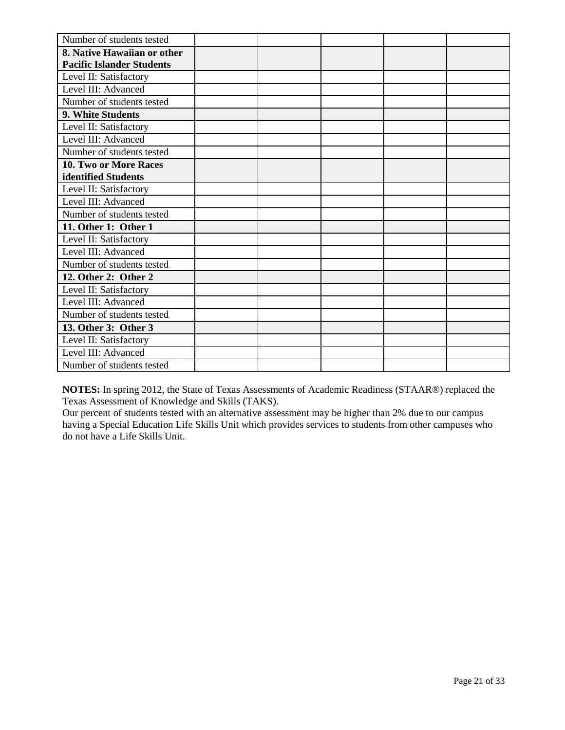| | | | | | |
|---|---|---|---|---|---|
| Number of students tested | | | | | |
| **8. Native Hawaiian or other Pacific Islander Students** | | | | | |
| Level II: Satisfactory | | | | | |
| Level III: Advanced | | | | | |
| Number of students tested | | | | | |
| **9. White Students** | | | | | |
| Level II: Satisfactory | | | | | |
| Level III: Advanced | | | | | |
| Number of students tested | | | | | |
| **10. Two or More Races identified Students** | | | | | |
| Level II: Satisfactory | | | | | |
| Level III: Advanced | | | | | |
| Number of students tested | | | | | |
| **11. Other 1: Other 1** | | | | | |
| Level II: Satisfactory | | | | | |
| Level III: Advanced | | | | | |
| Number of students tested | | | | | |
| **12. Other 2: Other 2** | | | | | |
| Level II: Satisfactory | | | | | |
| Level III: Advanced | | | | | |
| Number of students tested | | | | | |
| **13. Other 3: Other 3** | | | | | |
| Level II: Satisfactory | | | | | |
| Level III: Advanced | | | | | |
| Number of students tested | | | | | |

**NOTES:** In spring 2012, the State of Texas Assessments of Academic Readiness (STAAR®) replaced the Texas Assessment of Knowledge and Skills (TAKS).
Our percent of students tested with an alternative assessment may be higher than 2% due to our campus having a Special Education Life Skills Unit which provides services to students from other campuses who do not have a Life Skills Unit.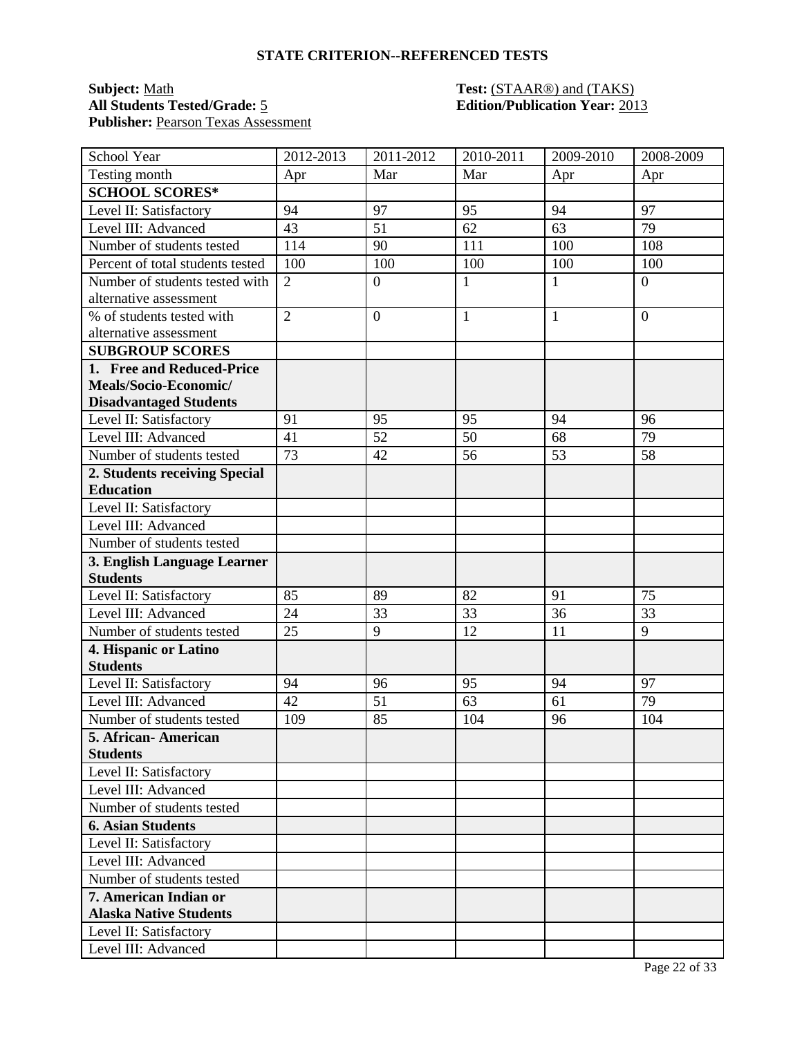## STATE CRITERION--REFERENCED TESTS

**Subject:** Math
**All Students Tested/Grade:** 5
**Publisher:** Pearson Texas Assessment

**Test:** (STAAR®) and (TAKS)
**Edition/Publication Year:** 2013

| School Year | 2012-2013 | 2011-2012 | 2010-2011 | 2009-2010 | 2008-2009 |
|---|---|---|---|---|---|
| Testing month | Apr | Mar | Mar | Apr | Apr |
| **SCHOOL SCORES*** | | | | | |
| Level II: Satisfactory | 94 | 97 | 95 | 94 | 97 |
| Level III: Advanced | 43 | 51 | 62 | 63 | 79 |
| Number of students tested | 114 | 90 | 111 | 100 | 108 |
| Percent of total students tested | 100 | 100 | 100 | 100 | 100 |
| Number of students tested with alternative assessment | 2 | 0 | 1 | 1 | 0 |
| % of students tested with alternative assessment | 2 | 0 | 1 | 1 | 0 |
| **SUBGROUP SCORES** | | | | | |
| **1. Free and Reduced-Price Meals/Socio-Economic/ Disadvantaged Students** | | | | | |
| Level II: Satisfactory | 91 | 95 | 95 | 94 | 96 |
| Level III: Advanced | 41 | 52 | 50 | 68 | 79 |
| Number of students tested | 73 | 42 | 56 | 53 | 58 |
| **2. Students receiving Special Education** | | | | | |
| Level II: Satisfactory | | | | | |
| Level III: Advanced | | | | | |
| Number of students tested | | | | | |
| **3. English Language Learner Students** | | | | | |
| Level II: Satisfactory | 85 | 89 | 82 | 91 | 75 |
| Level III: Advanced | 24 | 33 | 33 | 36 | 33 |
| Number of students tested | 25 | 9 | 12 | 11 | 9 |
| **4. Hispanic or Latino Students** | | | | | |
| Level II: Satisfactory | 94 | 96 | 95 | 94 | 97 |
| Level III: Advanced | 42 | 51 | 63 | 61 | 79 |
| Number of students tested | 109 | 85 | 104 | 96 | 104 |
| **5. African- American Students** | | | | | |
| Level II: Satisfactory | | | | | |
| Level III: Advanced | | | | | |
| Number of students tested | | | | | |
| **6. Asian Students** | | | | | |
| Level II: Satisfactory | | | | | |
| Level III: Advanced | | | | | |
| Number of students tested | | | | | |
| **7. American Indian or Alaska Native Students** | | | | | |
| Level II: Satisfactory | | | | | |
| Level III: Advanced | | | | | |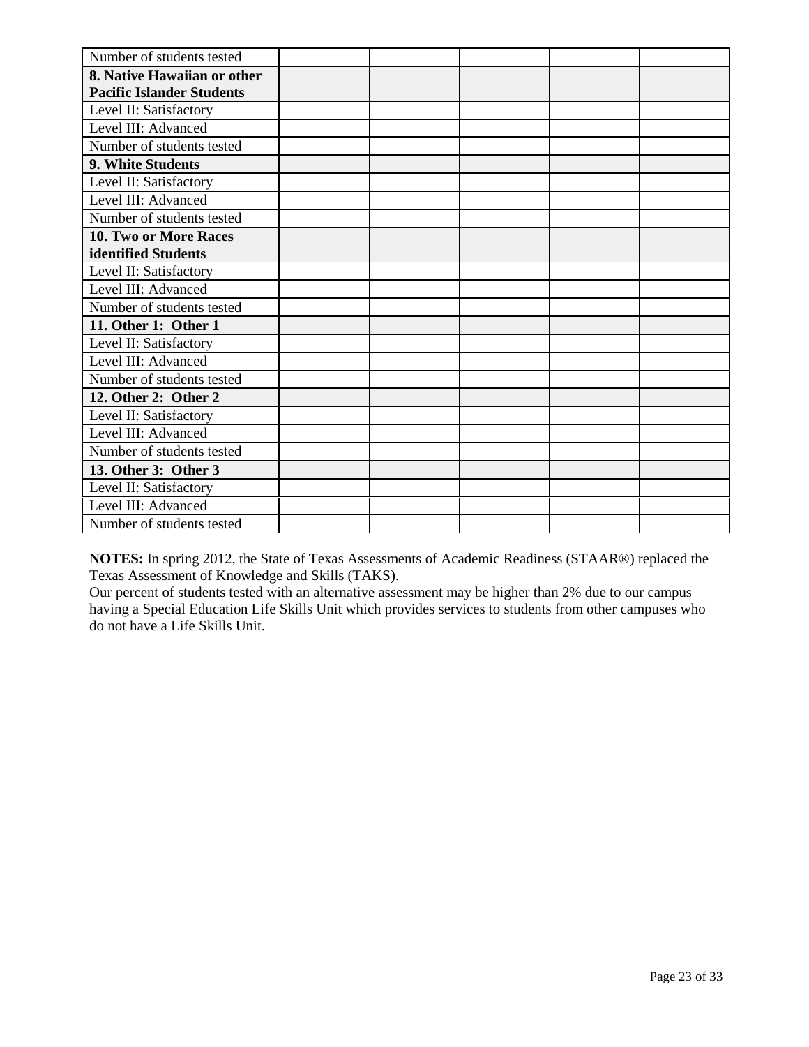| | | | | | |
|---|---|---|---|---|---|
| Number of students tested | | | | | |
| **8. Native Hawaiian or other Pacific Islander Students** | | | | | |
| Level II: Satisfactory | | | | | |
| Level III: Advanced | | | | | |
| Number of students tested | | | | | |
| **9. White Students** | | | | | |
| Level II: Satisfactory | | | | | |
| Level III: Advanced | | | | | |
| Number of students tested | | | | | |
| **10. Two or More Races identified Students** | | | | | |
| Level II: Satisfactory | | | | | |
| Level III: Advanced | | | | | |
| Number of students tested | | | | | |
| **11. Other 1: Other 1** | | | | | |
| Level II: Satisfactory | | | | | |
| Level III: Advanced | | | | | |
| Number of students tested | | | | | |
| **12. Other 2: Other 2** | | | | | |
| Level II: Satisfactory | | | | | |
| Level III: Advanced | | | | | |
| Number of students tested | | | | | |
| **13. Other 3: Other 3** | | | | | |
| Level II: Satisfactory | | | | | |
| Level III: Advanced | | | | | |
| Number of students tested | | | | | |

**NOTES:** In spring 2012, the State of Texas Assessments of Academic Readiness (STAAR®) replaced the Texas Assessment of Knowledge and Skills (TAKS).
Our percent of students tested with an alternative assessment may be higher than 2% due to our campus having a Special Education Life Skills Unit which provides services to students from other campuses who do not have a Life Skills Unit.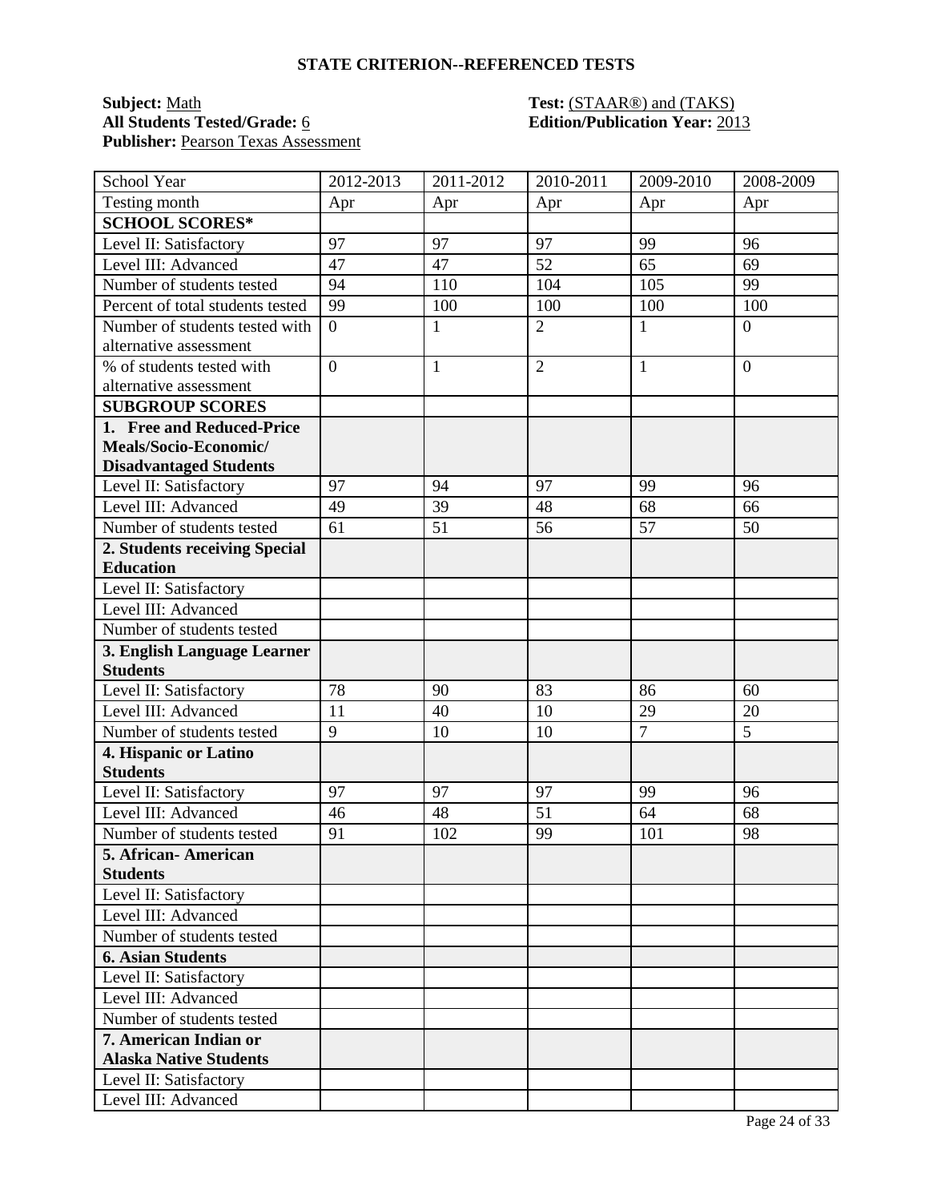## STATE CRITERION--REFERENCED TESTS

**Subject:** Math
**All Students Tested/Grade:** 6
**Publisher:** Pearson Texas Assessment

**Test:** (STAAR®) and (TAKS)
**Edition/Publication Year:** 2013

| School Year | 2012-2013 | 2011-2012 | 2010-2011 | 2009-2010 | 2008-2009 |
|---|---|---|---|---|---|
| Testing month | Apr | Apr | Apr | Apr | Apr |
| **SCHOOL SCORES*** | | | | | |
| Level II: Satisfactory | 97 | 97 | 97 | 99 | 96 |
| Level III: Advanced | 47 | 47 | 52 | 65 | 69 |
| Number of students tested | 94 | 110 | 104 | 105 | 99 |
| Percent of total students tested | 99 | 100 | 100 | 100 | 100 |
| Number of students tested with alternative assessment | 0 | 1 | 2 | 1 | 0 |
| % of students tested with alternative assessment | 0 | 1 | 2 | 1 | 0 |
| **SUBGROUP SCORES** | | | | | |
| **1. Free and Reduced-Price Meals/Socio-Economic/ Disadvantaged Students** | | | | | |
| Level II: Satisfactory | 97 | 94 | 97 | 99 | 96 |
| Level III: Advanced | 49 | 39 | 48 | 68 | 66 |
| Number of students tested | 61 | 51 | 56 | 57 | 50 |
| **2. Students receiving Special Education** | | | | | |
| Level II: Satisfactory | | | | | |
| Level III: Advanced | | | | | |
| Number of students tested | | | | | |
| **3. English Language Learner Students** | | | | | |
| Level II: Satisfactory | 78 | 90 | 83 | 86 | 60 |
| Level III: Advanced | 11 | 40 | 10 | 29 | 20 |
| Number of students tested | 9 | 10 | 10 | 7 | 5 |
| **4. Hispanic or Latino Students** | | | | | |
| Level II: Satisfactory | 97 | 97 | 97 | 99 | 96 |
| Level III: Advanced | 46 | 48 | 51 | 64 | 68 |
| Number of students tested | 91 | 102 | 99 | 101 | 98 |
| **5. African- American Students** | | | | | |
| Level II: Satisfactory | | | | | |
| Level III: Advanced | | | | | |
| Number of students tested | | | | | |
| **6. Asian Students** | | | | | |
| Level II: Satisfactory | | | | | |
| Level III: Advanced | | | | | |
| Number of students tested | | | | | |
| **7. American Indian or Alaska Native Students** | | | | | |
| Level II: Satisfactory | | | | | |
| Level III: Advanced | | | | | |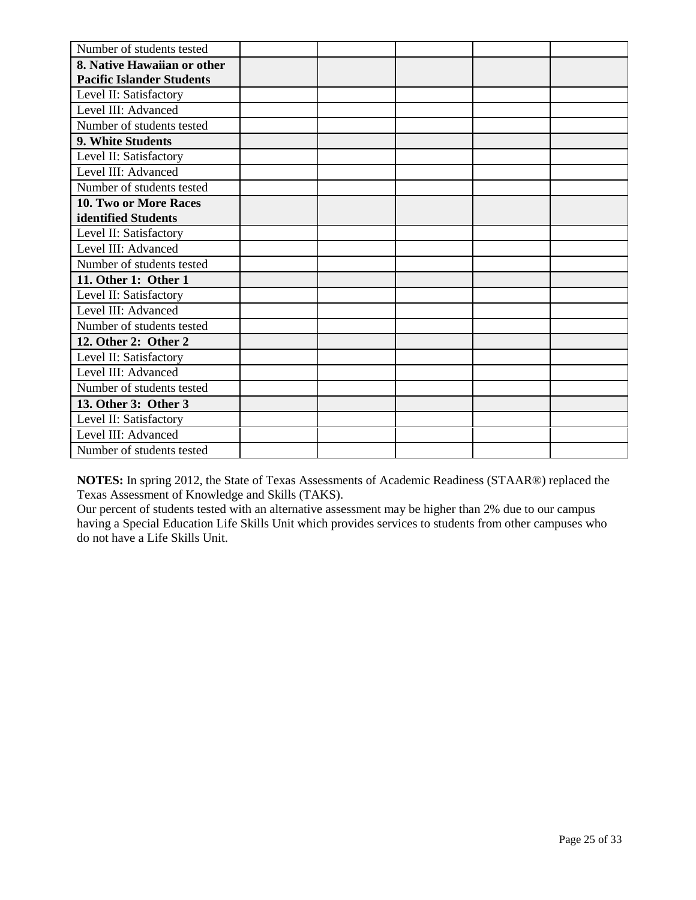| | | | | | |
|---|---|---|---|---|---|
| Number of students tested | | | | | |
| **8. Native Hawaiian or other Pacific Islander Students** | | | | | |
| Level II: Satisfactory | | | | | |
| Level III: Advanced | | | | | |
| Number of students tested | | | | | |
| **9. White Students** | | | | | |
| Level II: Satisfactory | | | | | |
| Level III: Advanced | | | | | |
| Number of students tested | | | | | |
| **10. Two or More Races identified Students** | | | | | |
| Level II: Satisfactory | | | | | |
| Level III: Advanced | | | | | |
| Number of students tested | | | | | |
| **11. Other 1: Other 1** | | | | | |
| Level II: Satisfactory | | | | | |
| Level III: Advanced | | | | | |
| Number of students tested | | | | | |
| **12. Other 2: Other 2** | | | | | |
| Level II: Satisfactory | | | | | |
| Level III: Advanced | | | | | |
| Number of students tested | | | | | |
| **13. Other 3: Other 3** | | | | | |
| Level II: Satisfactory | | | | | |
| Level III: Advanced | | | | | |
| Number of students tested | | | | | |

**NOTES:** In spring 2012, the State of Texas Assessments of Academic Readiness (STAAR®) replaced the Texas Assessment of Knowledge and Skills (TAKS).
Our percent of students tested with an alternative assessment may be higher than 2% due to our campus having a Special Education Life Skills Unit which provides services to students from other campuses who do not have a Life Skills Unit.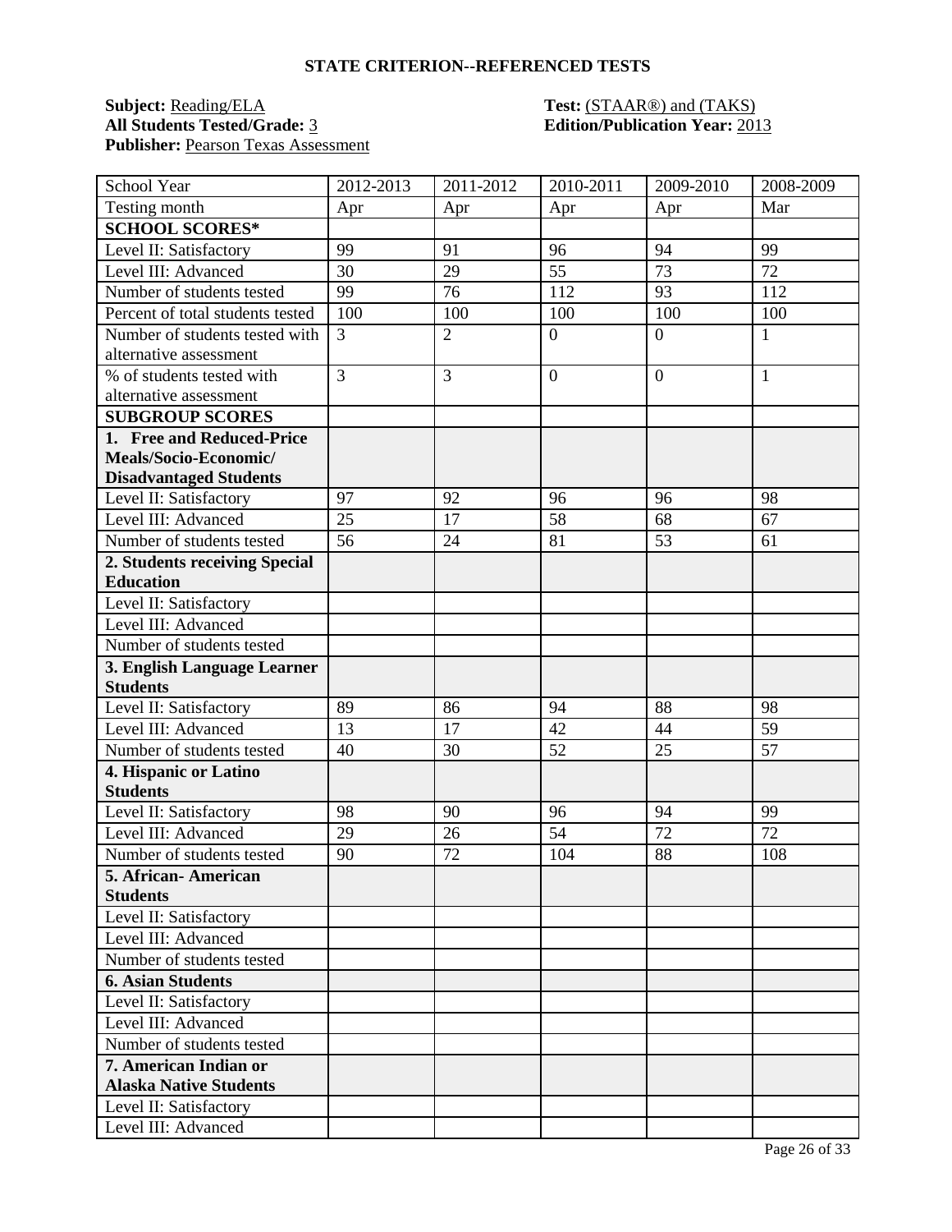## STATE CRITERION--REFERENCED TESTS

**Subject:** Reading/ELA
**All Students Tested/Grade:** 3
**Publisher:** Pearson Texas Assessment

**Test:** (STAAR®) and (TAKS)
**Edition/Publication Year:** 2013

| School Year | 2012-2013 | 2011-2012 | 2010-2011 | 2009-2010 | 2008-2009 |
|---|---|---|---|---|---|
| Testing month | Apr | Apr | Apr | Apr | Mar |
| **SCHOOL SCORES*** | | | | | |
| Level II: Satisfactory | 99 | 91 | 96 | 94 | 99 |
| Level III: Advanced | 30 | 29 | 55 | 73 | 72 |
| Number of students tested | 99 | 76 | 112 | 93 | 112 |
| Percent of total students tested | 100 | 100 | 100 | 100 | 100 |
| Number of students tested with alternative assessment | 3 | 2 | 0 | 0 | 1 |
| % of students tested with alternative assessment | 3 | 3 | 0 | 0 | 1 |
| **SUBGROUP SCORES** | | | | | |
| **1. Free and Reduced-Price Meals/Socio-Economic/ Disadvantaged Students** | | | | | |
| Level II: Satisfactory | 97 | 92 | 96 | 96 | 98 |
| Level III: Advanced | 25 | 17 | 58 | 68 | 67 |
| Number of students tested | 56 | 24 | 81 | 53 | 61 |
| **2. Students receiving Special Education** | | | | | |
| Level II: Satisfactory | | | | | |
| Level III: Advanced | | | | | |
| Number of students tested | | | | | |
| **3. English Language Learner Students** | | | | | |
| Level II: Satisfactory | 89 | 86 | 94 | 88 | 98 |
| Level III: Advanced | 13 | 17 | 42 | 44 | 59 |
| Number of students tested | 40 | 30 | 52 | 25 | 57 |
| **4. Hispanic or Latino Students** | | | | | |
| Level II: Satisfactory | 98 | 90 | 96 | 94 | 99 |
| Level III: Advanced | 29 | 26 | 54 | 72 | 72 |
| Number of students tested | 90 | 72 | 104 | 88 | 108 |
| **5. African- American Students** | | | | | |
| Level II: Satisfactory | | | | | |
| Level III: Advanced | | | | | |
| Number of students tested | | | | | |
| **6. Asian Students** | | | | | |
| Level II: Satisfactory | | | | | |
| Level III: Advanced | | | | | |
| Number of students tested | | | | | |
| **7. American Indian or Alaska Native Students** | | | | | |
| Level II: Satisfactory | | | | | |
| Level III: Advanced | | | | | |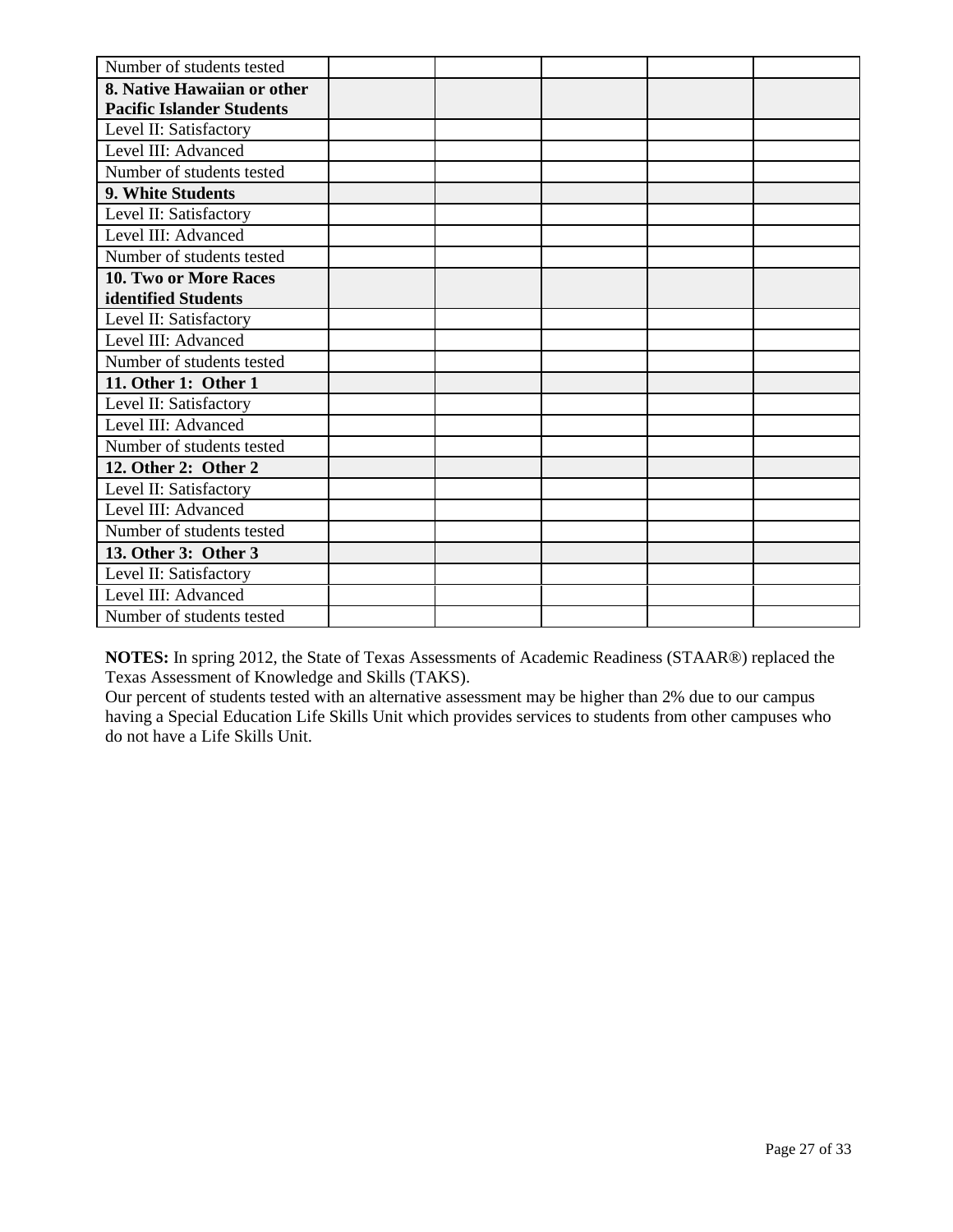| Number of students tested | | | | | |
|---|---|---|---|---|---|
| **8. Native Hawaiian or other Pacific Islander Students** | | | | | |
| Level II: Satisfactory | | | | | |
| Level III: Advanced | | | | | |
| Number of students tested | | | | | |
| **9. White Students** | | | | | |
| Level II: Satisfactory | | | | | |
| Level III: Advanced | | | | | |
| Number of students tested | | | | | |
| **10. Two or More Races identified Students** | | | | | |
| Level II: Satisfactory | | | | | |
| Level III: Advanced | | | | | |
| Number of students tested | | | | | |
| **11. Other 1: Other 1** | | | | | |
| Level II: Satisfactory | | | | | |
| Level III: Advanced | | | | | |
| Number of students tested | | | | | |
| **12. Other 2: Other 2** | | | | | |
| Level II: Satisfactory | | | | | |
| Level III: Advanced | | | | | |
| Number of students tested | | | | | |
| **13. Other 3: Other 3** | | | | | |
| Level II: Satisfactory | | | | | |
| Level III: Advanced | | | | | |
| Number of students tested | | | | | |

**NOTES:** In spring 2012, the State of Texas Assessments of Academic Readiness (STAAR®) replaced the Texas Assessment of Knowledge and Skills (TAKS).
Our percent of students tested with an alternative assessment may be higher than 2% due to our campus having a Special Education Life Skills Unit which provides services to students from other campuses who do not have a Life Skills Unit.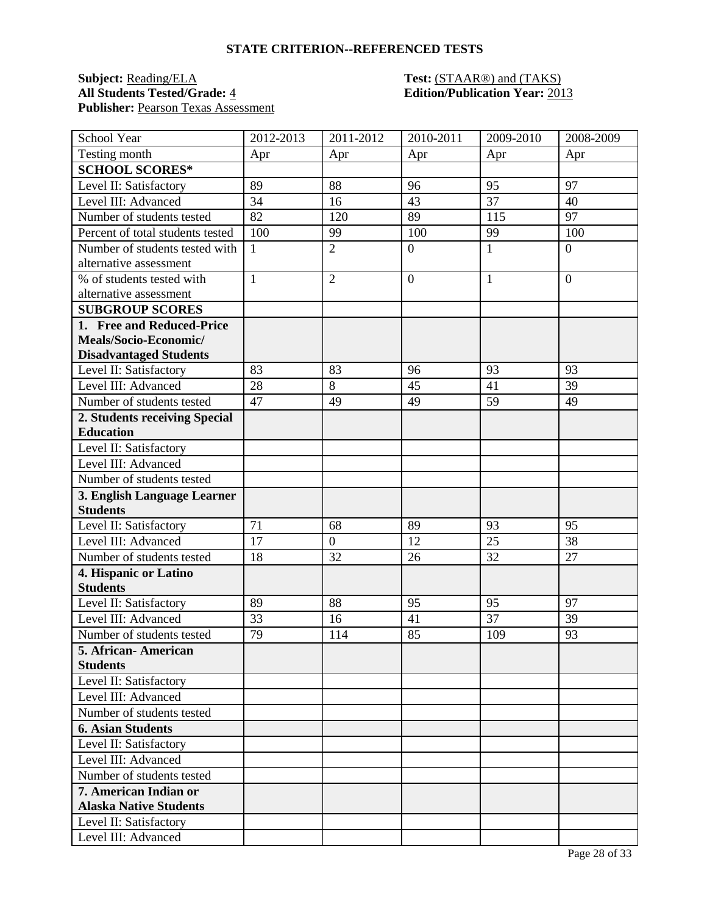## STATE CRITERION--REFERENCED TESTS

**Subject:** Reading/ELA
**All Students Tested/Grade:** 4
**Publisher:** Pearson Texas Assessment

**Test:** (STAAR®) and (TAKS)
**Edition/Publication Year:** 2013

| School Year | 2012-2013 | 2011-2012 | 2010-2011 | 2009-2010 | 2008-2009 |
|---|---|---|---|---|---|
| Testing month | Apr | Apr | Apr | Apr | Apr |
| **SCHOOL SCORES*** | | | | | |
| Level II: Satisfactory | 89 | 88 | 96 | 95 | 97 |
| Level III: Advanced | 34 | 16 | 43 | 37 | 40 |
| Number of students tested | 82 | 120 | 89 | 115 | 97 |
| Percent of total students tested | 100 | 99 | 100 | 99 | 100 |
| Number of students tested with alternative assessment | 1 | 2 | 0 | 1 | 0 |
| % of students tested with alternative assessment | 1 | 2 | 0 | 1 | 0 |
| **SUBGROUP SCORES** | | | | | |
| **1. Free and Reduced-Price Meals/Socio-Economic/ Disadvantaged Students** | | | | | |
| Level II: Satisfactory | 83 | 83 | 96 | 93 | 93 |
| Level III: Advanced | 28 | 8 | 45 | 41 | 39 |
| Number of students tested | 47 | 49 | 49 | 59 | 49 |
| **2. Students receiving Special Education** | | | | | |
| Level II: Satisfactory | | | | | |
| Level III: Advanced | | | | | |
| Number of students tested | | | | | |
| **3. English Language Learner Students** | | | | | |
| Level II: Satisfactory | 71 | 68 | 89 | 93 | 95 |
| Level III: Advanced | 17 | 0 | 12 | 25 | 38 |
| Number of students tested | 18 | 32 | 26 | 32 | 27 |
| **4. Hispanic or Latino Students** | | | | | |
| Level II: Satisfactory | 89 | 88 | 95 | 95 | 97 |
| Level III: Advanced | 33 | 16 | 41 | 37 | 39 |
| Number of students tested | 79 | 114 | 85 | 109 | 93 |
| **5. African- American Students** | | | | | |
| Level II: Satisfactory | | | | | |
| Level III: Advanced | | | | | |
| Number of students tested | | | | | |
| **6. Asian Students** | | | | | |
| Level II: Satisfactory | | | | | |
| Level III: Advanced | | | | | |
| Number of students tested | | | | | |
| **7. American Indian or Alaska Native Students** | | | | | |
| Level II: Satisfactory | | | | | |
| Level III: Advanced | | | | | |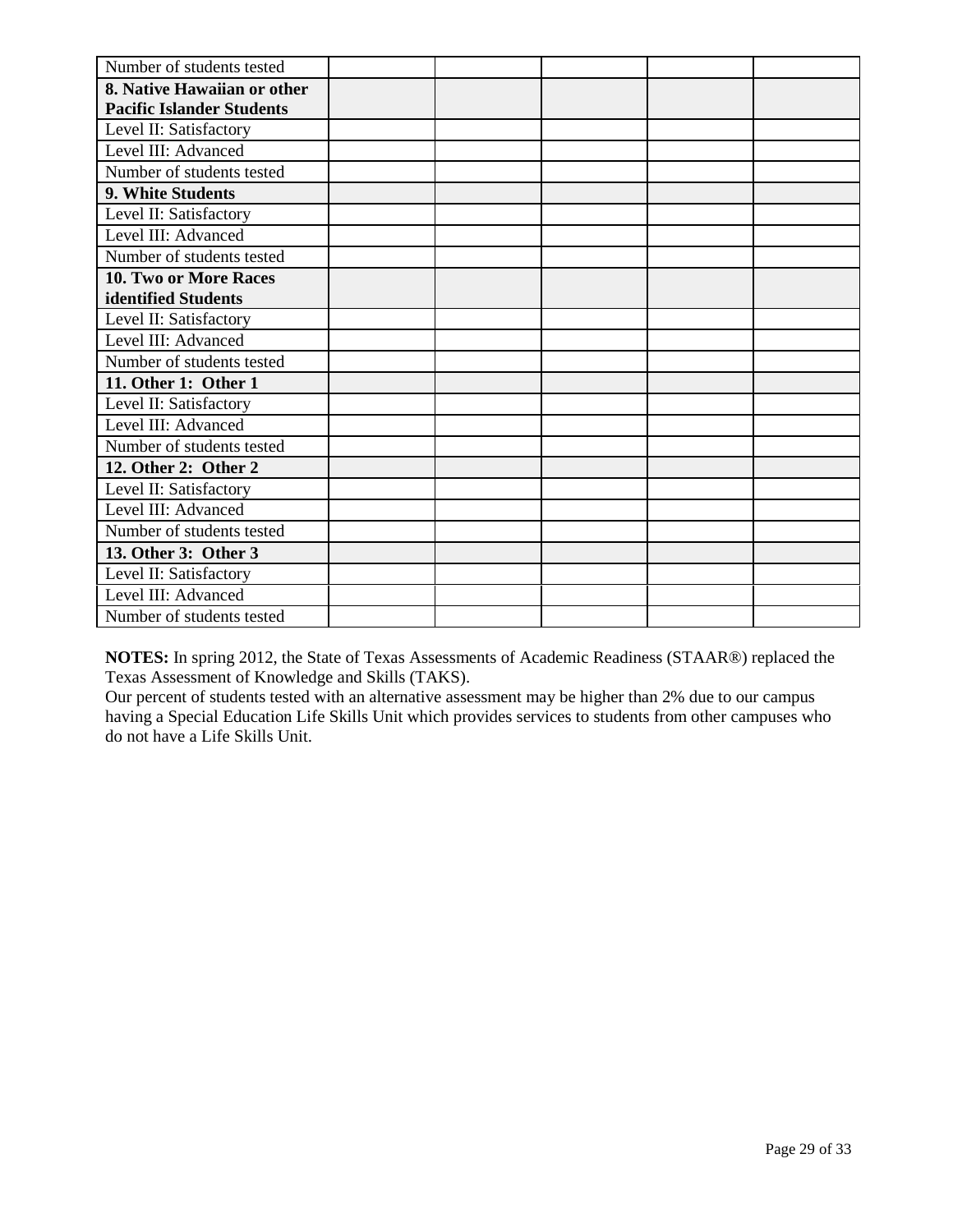| | | | | | |
|---|---|---|---|---|---|
| Number of students tested | | | | | |
| **8. Native Hawaiian or other Pacific Islander Students** | | | | | |
| Level II: Satisfactory | | | | | |
| Level III: Advanced | | | | | |
| Number of students tested | | | | | |
| **9. White Students** | | | | | |
| Level II: Satisfactory | | | | | |
| Level III: Advanced | | | | | |
| Number of students tested | | | | | |
| **10. Two or More Races identified Students** | | | | | |
| Level II: Satisfactory | | | | | |
| Level III: Advanced | | | | | |
| Number of students tested | | | | | |
| **11. Other 1: Other 1** | | | | | |
| Level II: Satisfactory | | | | | |
| Level III: Advanced | | | | | |
| Number of students tested | | | | | |
| **12. Other 2: Other 2** | | | | | |
| Level II: Satisfactory | | | | | |
| Level III: Advanced | | | | | |
| Number of students tested | | | | | |
| **13. Other 3: Other 3** | | | | | |
| Level II: Satisfactory | | | | | |
| Level III: Advanced | | | | | |
| Number of students tested | | | | | |

**NOTES:** In spring 2012, the State of Texas Assessments of Academic Readiness (STAAR®) replaced the Texas Assessment of Knowledge and Skills (TAKS).
Our percent of students tested with an alternative assessment may be higher than 2% due to our campus having a Special Education Life Skills Unit which provides services to students from other campuses who do not have a Life Skills Unit.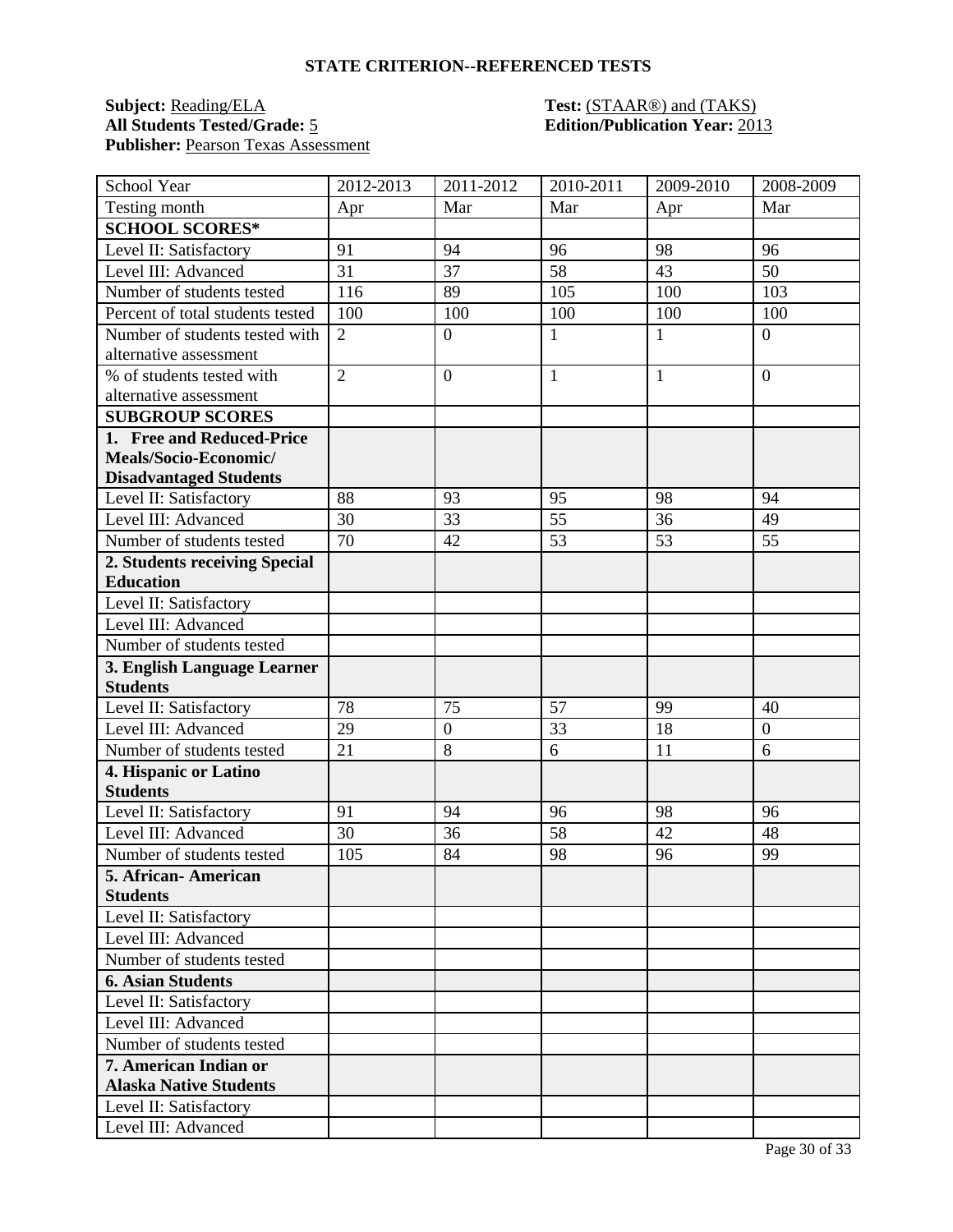## STATE CRITERION--REFERENCED TESTS

**Subject:** Reading/ELA
**All Students Tested/Grade:** 5
**Publisher:** Pearson Texas Assessment

**Test:** (STAAR®) and (TAKS)
**Edition/Publication Year:** 2013

| School Year | 2012-2013 | 2011-2012 | 2010-2011 | 2009-2010 | 2008-2009 |
|---|---|---|---|---|---|
| Testing month | Apr | Mar | Mar | Apr | Mar |
| **SCHOOL SCORES*** | | | | | |
| Level II: Satisfactory | 91 | 94 | 96 | 98 | 96 |
| Level III: Advanced | 31 | 37 | 58 | 43 | 50 |
| Number of students tested | 116 | 89 | 105 | 100 | 103 |
| Percent of total students tested | 100 | 100 | 100 | 100 | 100 |
| Number of students tested with alternative assessment | 2 | 0 | 1 | 1 | 0 |
| % of students tested with alternative assessment | 2 | 0 | 1 | 1 | 0 |
| **SUBGROUP SCORES** | | | | | |
| **1. Free and Reduced-Price Meals/Socio-Economic/ Disadvantaged Students** | | | | | |
| Level II: Satisfactory | 88 | 93 | 95 | 98 | 94 |
| Level III: Advanced | 30 | 33 | 55 | 36 | 49 |
| Number of students tested | 70 | 42 | 53 | 53 | 55 |
| **2. Students receiving Special Education** | | | | | |
| Level II: Satisfactory | | | | | |
| Level III: Advanced | | | | | |
| Number of students tested | | | | | |
| **3. English Language Learner Students** | | | | | |
| Level II: Satisfactory | 78 | 75 | 57 | 99 | 40 |
| Level III: Advanced | 29 | 0 | 33 | 18 | 0 |
| Number of students tested | 21 | 8 | 6 | 11 | 6 |
| **4. Hispanic or Latino Students** | | | | | |
| Level II: Satisfactory | 91 | 94 | 96 | 98 | 96 |
| Level III: Advanced | 30 | 36 | 58 | 42 | 48 |
| Number of students tested | 105 | 84 | 98 | 96 | 99 |
| **5. African- American Students** | | | | | |
| Level II: Satisfactory | | | | | |
| Level III: Advanced | | | | | |
| Number of students tested | | | | | |
| **6. Asian Students** | | | | | |
| Level II: Satisfactory | | | | | |
| Level III: Advanced | | | | | |
| Number of students tested | | | | | |
| **7. American Indian or Alaska Native Students** | | | | | |
| Level II: Satisfactory | | | | | |
| Level III: Advanced | | | | | |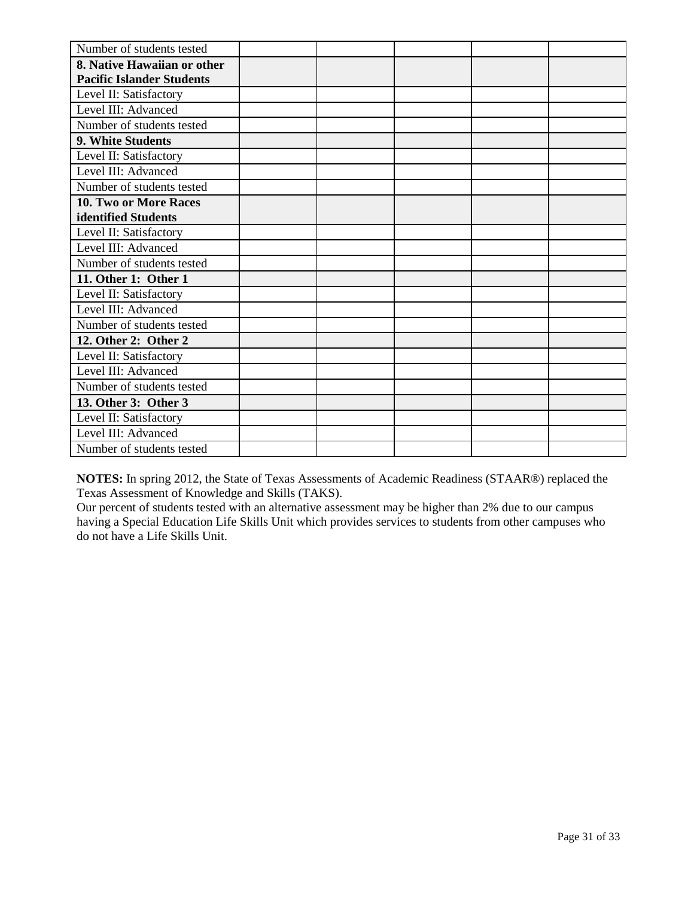| | | | | | |
|---|---|---|---|---|---|
| Number of students tested | | | | | |
| **8. Native Hawaiian or other Pacific Islander Students** | | | | | |
| Level II: Satisfactory | | | | | |
| Level III: Advanced | | | | | |
| Number of students tested | | | | | |
| **9. White Students** | | | | | |
| Level II: Satisfactory | | | | | |
| Level III: Advanced | | | | | |
| Number of students tested | | | | | |
| **10. Two or More Races identified Students** | | | | | |
| Level II: Satisfactory | | | | | |
| Level III: Advanced | | | | | |
| Number of students tested | | | | | |
| **11. Other 1: Other 1** | | | | | |
| Level II: Satisfactory | | | | | |
| Level III: Advanced | | | | | |
| Number of students tested | | | | | |
| **12. Other 2: Other 2** | | | | | |
| Level II: Satisfactory | | | | | |
| Level III: Advanced | | | | | |
| Number of students tested | | | | | |
| **13. Other 3: Other 3** | | | | | |
| Level II: Satisfactory | | | | | |
| Level III: Advanced | | | | | |
| Number of students tested | | | | | |

**NOTES:** In spring 2012, the State of Texas Assessments of Academic Readiness (STAAR®) replaced the Texas Assessment of Knowledge and Skills (TAKS).
Our percent of students tested with an alternative assessment may be higher than 2% due to our campus having a Special Education Life Skills Unit which provides services to students from other campuses who do not have a Life Skills Unit.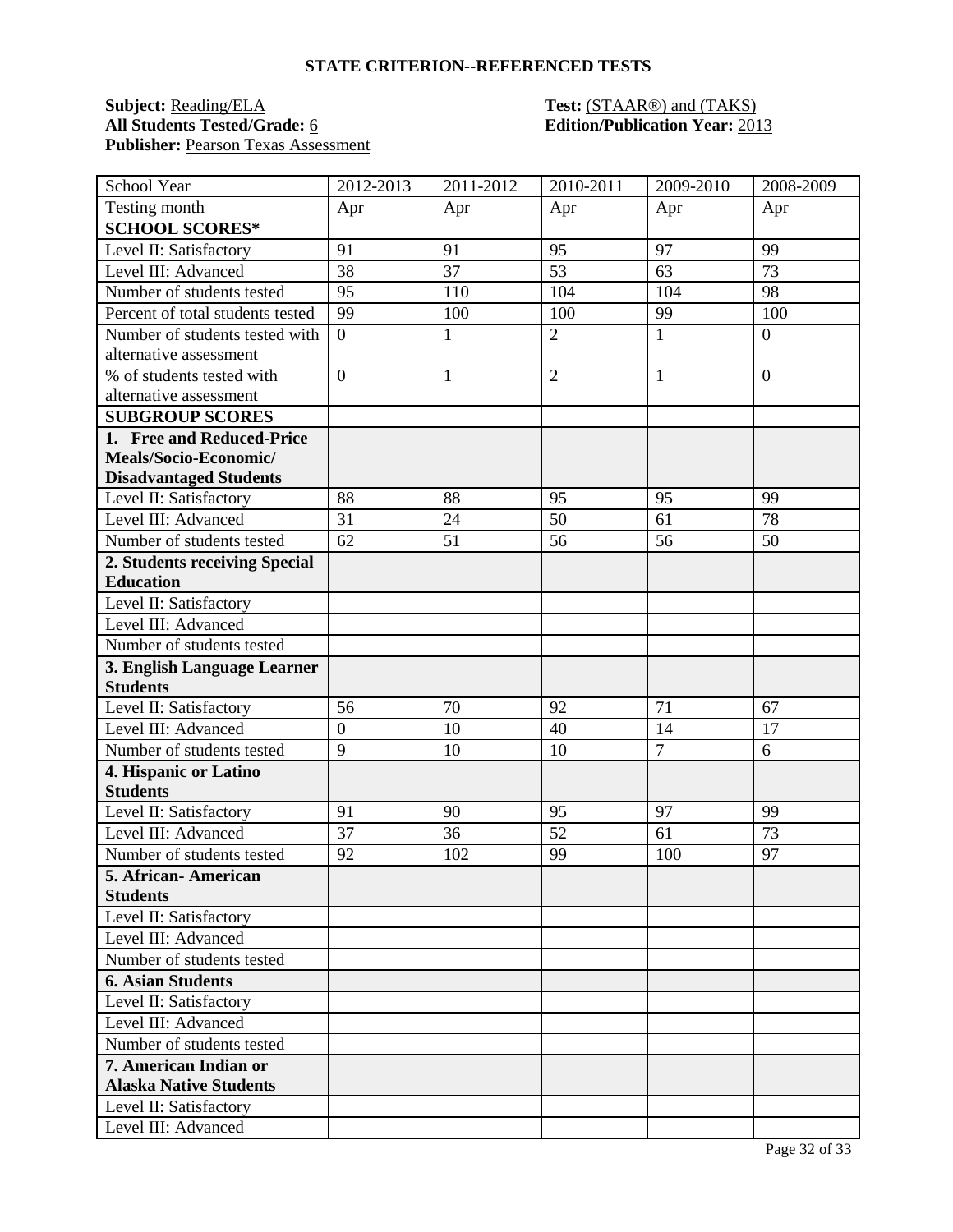## STATE CRITERION--REFERENCED TESTS

**Subject:** Reading/ELA  
**Test:** (STAAR®) and (TAKS)  
**All Students Tested/Grade:** 6  
**Edition/Publication Year:** 2013  
**Publisher:** Pearson Texas Assessment

| School Year | 2012-2013 | 2011-2012 | 2010-2011 | 2009-2010 | 2008-2009 |
|---|---|---|---|---|---|
| Testing month | Apr | Apr | Apr | Apr | Apr |
| **SCHOOL SCORES*** | | | | | |
| Level II: Satisfactory | 91 | 91 | 95 | 97 | 99 |
| Level III: Advanced | 38 | 37 | 53 | 63 | 73 |
| Number of students tested | 95 | 110 | 104 | 104 | 98 |
| Percent of total students tested | 99 | 100 | 100 | 99 | 100 |
| Number of students tested with alternative assessment | 0 | 1 | 2 | 1 | 0 |
| % of students tested with alternative assessment | 0 | 1 | 2 | 1 | 0 |
| **SUBGROUP SCORES** | | | | | |
| **1. Free and Reduced-Price Meals/Socio-Economic/ Disadvantaged Students** | | | | | |
| Level II: Satisfactory | 88 | 88 | 95 | 95 | 99 |
| Level III: Advanced | 31 | 24 | 50 | 61 | 78 |
| Number of students tested | 62 | 51 | 56 | 56 | 50 |
| **2. Students receiving Special Education** | | | | | |
| Level II: Satisfactory | | | | | |
| Level III: Advanced | | | | | |
| Number of students tested | | | | | |
| **3. English Language Learner Students** | | | | | |
| Level II: Satisfactory | 56 | 70 | 92 | 71 | 67 |
| Level III: Advanced | 0 | 10 | 40 | 14 | 17 |
| Number of students tested | 9 | 10 | 10 | 7 | 6 |
| **4. Hispanic or Latino Students** | | | | | |
| Level II: Satisfactory | 91 | 90 | 95 | 97 | 99 |
| Level III: Advanced | 37 | 36 | 52 | 61 | 73 |
| Number of students tested | 92 | 102 | 99 | 100 | 97 |
| **5. African- American Students** | | | | | |
| Level II: Satisfactory | | | | | |
| Level III: Advanced | | | | | |
| Number of students tested | | | | | |
| **6. Asian Students** | | | | | |
| Level II: Satisfactory | | | | | |
| Level III: Advanced | | | | | |
| Number of students tested | | | | | |
| **7. American Indian or Alaska Native Students** | | | | | |
| Level II: Satisfactory | | | | | |
| Level III: Advanced | | | | | |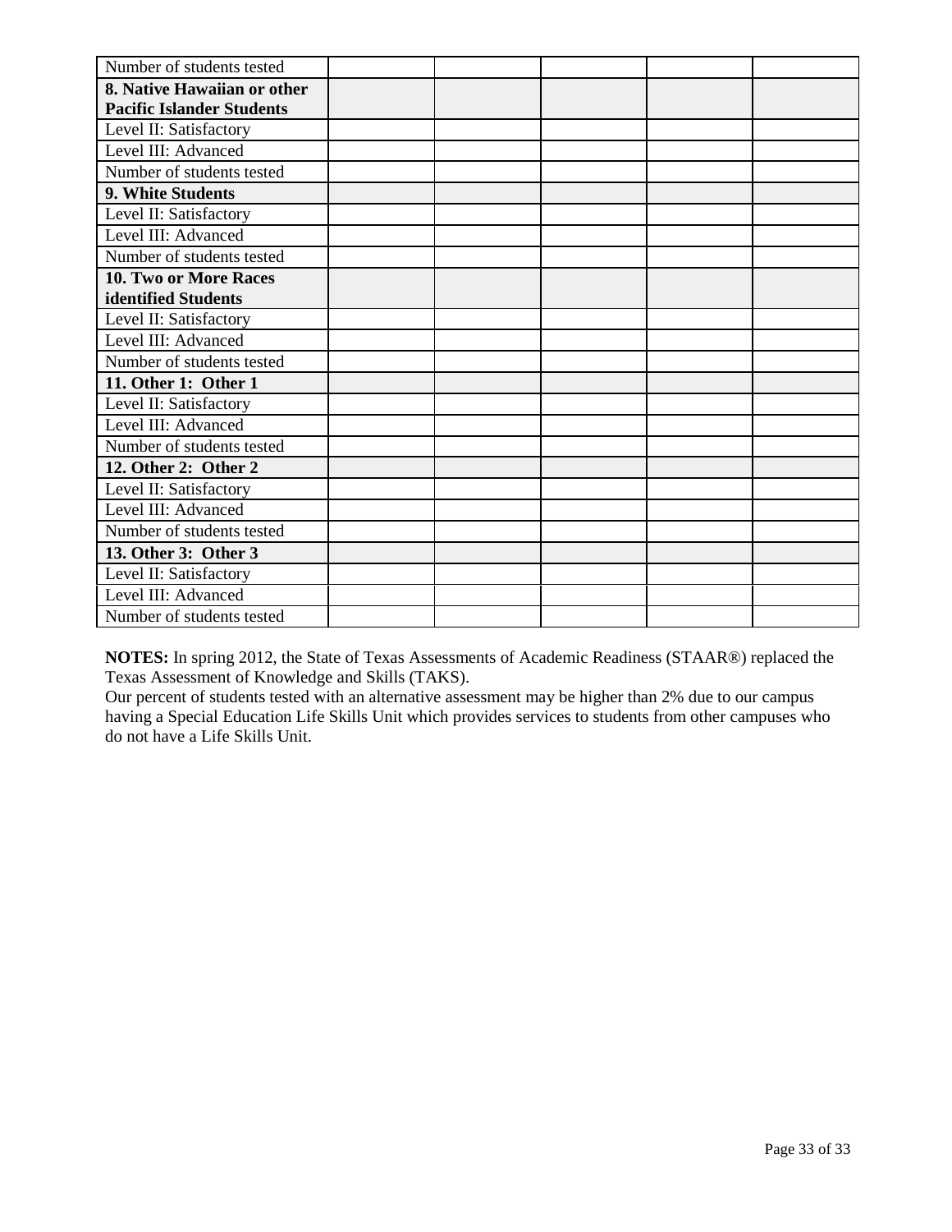| | | | | | |
|---|---|---|---|---|---|
| Number of students tested | | | | | |
| **8. Native Hawaiian or other Pacific Islander Students** | | | | | |
| Level II: Satisfactory | | | | | |
| Level III: Advanced | | | | | |
| Number of students tested | | | | | |
| **9. White Students** | | | | | |
| Level II: Satisfactory | | | | | |
| Level III: Advanced | | | | | |
| Number of students tested | | | | | |
| **10. Two or More Races identified Students** | | | | | |
| Level II: Satisfactory | | | | | |
| Level III: Advanced | | | | | |
| Number of students tested | | | | | |
| **11. Other 1: Other 1** | | | | | |
| Level II: Satisfactory | | | | | |
| Level III: Advanced | | | | | |
| Number of students tested | | | | | |
| **12. Other 2: Other 2** | | | | | |
| Level II: Satisfactory | | | | | |
| Level III: Advanced | | | | | |
| Number of students tested | | | | | |
| **13. Other 3: Other 3** | | | | | |
| Level II: Satisfactory | | | | | |
| Level III: Advanced | | | | | |
| Number of students tested | | | | | |

**NOTES:** In spring 2012, the State of Texas Assessments of Academic Readiness (STAAR®) replaced the Texas Assessment of Knowledge and Skills (TAKS).
Our percent of students tested with an alternative assessment may be higher than 2% due to our campus having a Special Education Life Skills Unit which provides services to students from other campuses who do not have a Life Skills Unit.